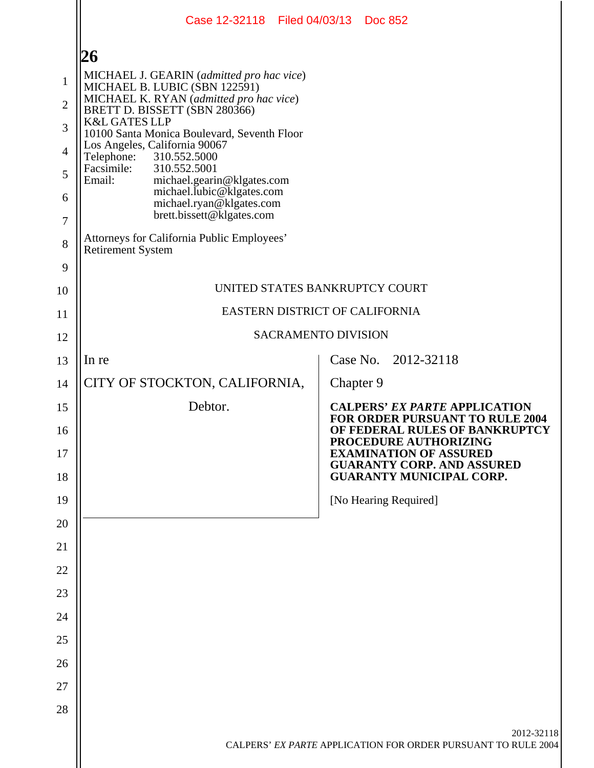MICHAEL J. GEARIN (*admitted pro hac vice*)
MICHAEL B. LUBIC (SBN 122591)
MICHAEL K. RYAN (*admitted pro hac vice*)
BRETT D. BISSETT (SBN 280366)
K&L GATES LLP
10100 Santa Monica Boulevard, Seventh Floor
Los Angeles, California 90067
Telephone: 310.552.5000
Facsimile: 310.552.5001
Email: michael.gearin@klgates.com
michael.lubic@klgates.com
michael.ryan@klgates.com
brett.bissett@klgates.com

Attorneys for California Public Employees' Retirement System

UNITED STATES BANKRUPTCY COURT

EASTERN DISTRICT OF CALIFORNIA

SACRAMENTO DIVISION

In re

CITY OF STOCKTON, CALIFORNIA,

Debtor.

Case No. 2012-32118

Chapter 9

**CALPERS' *EX PARTE* APPLICATION FOR ORDER PURSUANT TO RULE 2004 OF FEDERAL RULES OF BANKRUPTCY PROCEDURE AUTHORIZING EXAMINATION OF ASSURED GUARANTY CORP. AND ASSURED GUARANTY MUNICIPAL CORP.**

[No Hearing Required]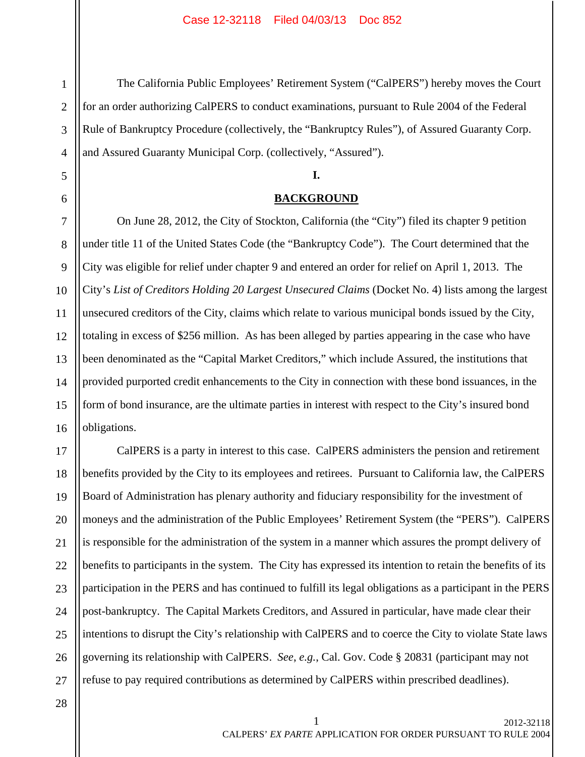The California Public Employees' Retirement System ("CalPERS") hereby moves the Court for an order authorizing CalPERS to conduct examinations, pursuant to Rule 2004 of the Federal Rule of Bankruptcy Procedure (collectively, the "Bankruptcy Rules"), of Assured Guaranty Corp. and Assured Guaranty Municipal Corp. (collectively, "Assured").

## I.

## BACKGROUND

On June 28, 2012, the City of Stockton, California (the "City") filed its chapter 9 petition under title 11 of the United States Code (the "Bankruptcy Code"). The Court determined that the City was eligible for relief under chapter 9 and entered an order for relief on April 1, 2013. The City's *List of Creditors Holding 20 Largest Unsecured Claims* (Docket No. 4) lists among the largest unsecured creditors of the City, claims which relate to various municipal bonds issued by the City, totaling in excess of $256 million. As has been alleged by parties appearing in the case who have been denominated as the "Capital Market Creditors," which include Assured, the institutions that provided purported credit enhancements to the City in connection with these bond issuances, in the form of bond insurance, are the ultimate parties in interest with respect to the City's insured bond obligations.

CalPERS is a party in interest to this case. CalPERS administers the pension and retirement benefits provided by the City to its employees and retirees. Pursuant to California law, the CalPERS Board of Administration has plenary authority and fiduciary responsibility for the investment of moneys and the administration of the Public Employees' Retirement System (the "PERS"). CalPERS is responsible for the administration of the system in a manner which assures the prompt delivery of benefits to participants in the system. The City has expressed its intention to retain the benefits of its participation in the PERS and has continued to fulfill its legal obligations as a participant in the PERS post-bankruptcy. The Capital Markets Creditors, and Assured in particular, have made clear their intentions to disrupt the City's relationship with CalPERS and to coerce the City to violate State laws governing its relationship with CalPERS. *See*, *e.g.*, Cal. Gov. Code § 20831 (participant may not refuse to pay required contributions as determined by CalPERS within prescribed deadlines).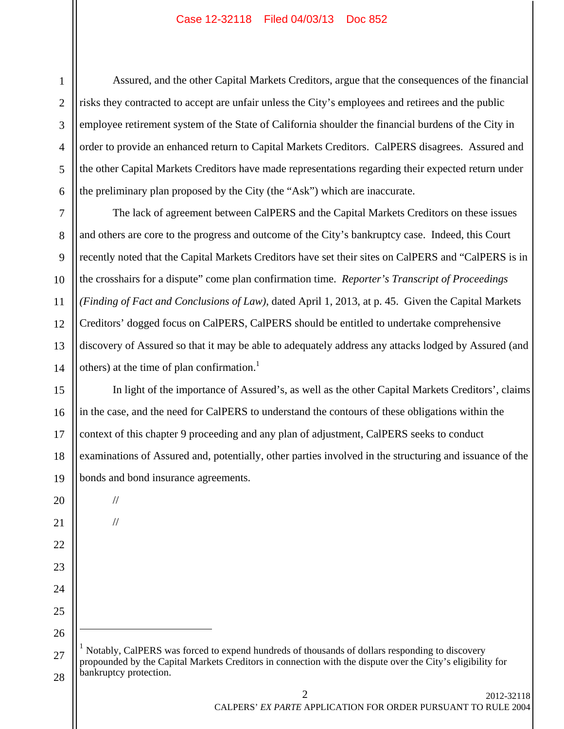Assured, and the other Capital Markets Creditors, argue that the consequences of the financial risks they contracted to accept are unfair unless the City's employees and retirees and the public employee retirement system of the State of California shoulder the financial burdens of the City in order to provide an enhanced return to Capital Markets Creditors. CalPERS disagrees. Assured and the other Capital Markets Creditors have made representations regarding their expected return under the preliminary plan proposed by the City (the "Ask") which are inaccurate.

The lack of agreement between CalPERS and the Capital Markets Creditors on these issues and others are core to the progress and outcome of the City's bankruptcy case. Indeed, this Court recently noted that the Capital Markets Creditors have set their sites on CalPERS and "CalPERS is in the crosshairs for a dispute" come plan confirmation time. *Reporter's Transcript of Proceedings (Finding of Fact and Conclusions of Law)*, dated April 1, 2013, at p. 45. Given the Capital Markets Creditors' dogged focus on CalPERS, CalPERS should be entitled to undertake comprehensive discovery of Assured so that it may be able to adequately address any attacks lodged by Assured (and others) at the time of plan confirmation.[1]

In light of the importance of Assured's, as well as the other Capital Markets Creditors', claims in the case, and the need for CalPERS to understand the contours of these obligations within the context of this chapter 9 proceeding and any plan of adjustment, CalPERS seeks to conduct examinations of Assured and, potentially, other parties involved in the structuring and issuance of the bonds and bond insurance agreements.

//

//

---

[1] Notably, CalPERS was forced to expend hundreds of thousands of dollars responding to discovery propounded by the Capital Markets Creditors in connection with the dispute over the City's eligibility for bankruptcy protection.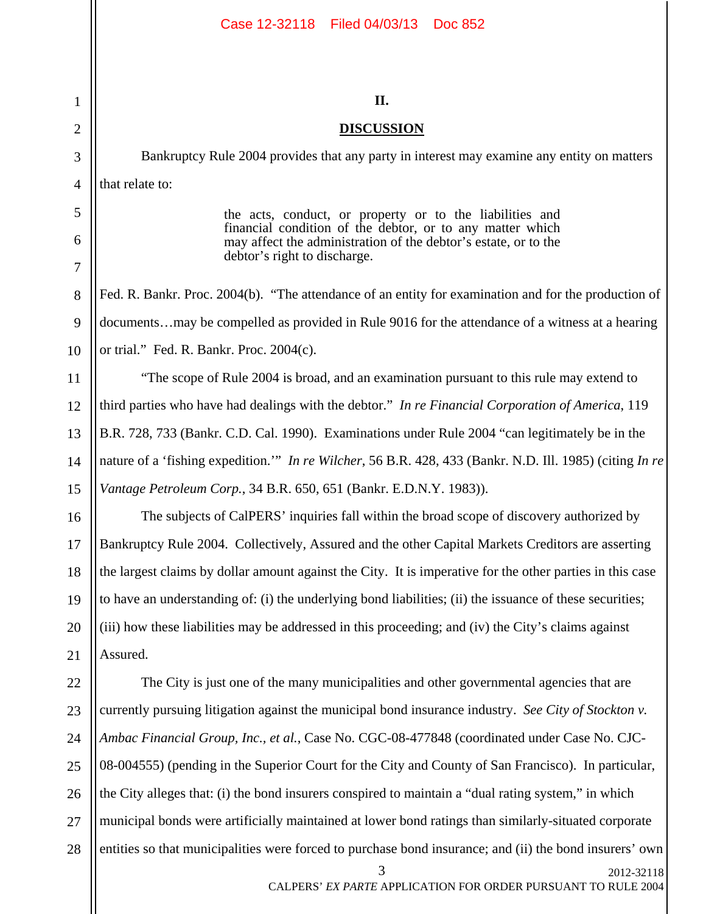## II.

## DISCUSSION

Bankruptcy Rule 2004 provides that any party in interest may examine any entity on matters that relate to:

> the acts, conduct, or property or to the liabilities and financial condition of the debtor, or to any matter which may affect the administration of the debtor's estate, or to the debtor's right to discharge.

Fed. R. Bankr. Proc. 2004(b). "The attendance of an entity for examination and for the production of documents…may be compelled as provided in Rule 9016 for the attendance of a witness at a hearing or trial." Fed. R. Bankr. Proc. 2004(c).

"The scope of Rule 2004 is broad, and an examination pursuant to this rule may extend to third parties who have had dealings with the debtor." *In re Financial Corporation of America*, 119 B.R. 728, 733 (Bankr. C.D. Cal. 1990). Examinations under Rule 2004 "can legitimately be in the nature of a 'fishing expedition.'" *In re Wilcher*, 56 B.R. 428, 433 (Bankr. N.D. Ill. 1985) (citing *In re Vantage Petroleum Corp.*, 34 B.R. 650, 651 (Bankr. E.D.N.Y. 1983)).

The subjects of CalPERS' inquiries fall within the broad scope of discovery authorized by Bankruptcy Rule 2004. Collectively, Assured and the other Capital Markets Creditors are asserting the largest claims by dollar amount against the City. It is imperative for the other parties in this case to have an understanding of: (i) the underlying bond liabilities; (ii) the issuance of these securities; (iii) how these liabilities may be addressed in this proceeding; and (iv) the City's claims against Assured.

The City is just one of the many municipalities and other governmental agencies that are currently pursuing litigation against the municipal bond insurance industry. *See City of Stockton v. Ambac Financial Group, Inc., et al.*, Case No. CGC-08-477848 (coordinated under Case No. CJC-08-004555) (pending in the Superior Court for the City and County of San Francisco). In particular, the City alleges that: (i) the bond insurers conspired to maintain a "dual rating system," in which municipal bonds were artificially maintained at lower bond ratings than similarly-situated corporate entities so that municipalities were forced to purchase bond insurance; and (ii) the bond insurers' own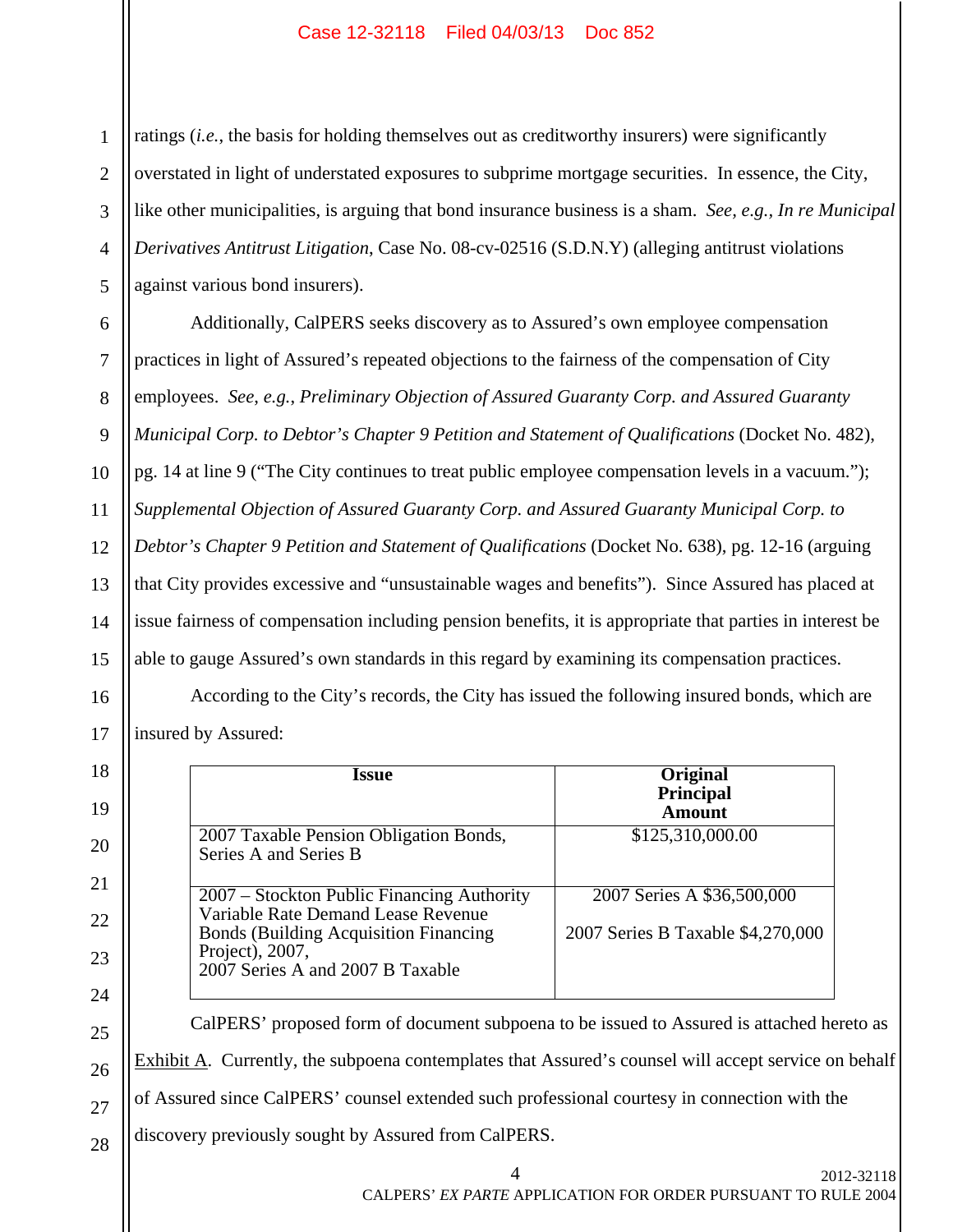ratings (*i.e.*, the basis for holding themselves out as creditworthy insurers) were significantly overstated in light of understated exposures to subprime mortgage securities. In essence, the City, like other municipalities, is arguing that bond insurance business is a sham. *See, e.g.*, *In re Municipal Derivatives Antitrust Litigation*, Case No. 08-cv-02516 (S.D.N.Y) (alleging antitrust violations against various bond insurers).

Additionally, CalPERS seeks discovery as to Assured's own employee compensation practices in light of Assured's repeated objections to the fairness of the compensation of City employees. *See*, *e.g.*, *Preliminary Objection of Assured Guaranty Corp. and Assured Guaranty Municipal Corp. to Debtor's Chapter 9 Petition and Statement of Qualifications* (Docket No. 482), pg. 14 at line 9 ("The City continues to treat public employee compensation levels in a vacuum."); *Supplemental Objection of Assured Guaranty Corp. and Assured Guaranty Municipal Corp. to Debtor's Chapter 9 Petition and Statement of Qualifications* (Docket No. 638), pg. 12-16 (arguing that City provides excessive and "unsustainable wages and benefits"). Since Assured has placed at issue fairness of compensation including pension benefits, it is appropriate that parties in interest be able to gauge Assured's own standards in this regard by examining its compensation practices.

According to the City's records, the City has issued the following insured bonds, which are insured by Assured:

| Issue | Original Principal Amount |
|---|---|
| 2007 Taxable Pension Obligation Bonds, Series A and Series B | $125,310,000.00 |
| 2007 – Stockton Public Financing Authority Variable Rate Demand Lease Revenue Bonds (Building Acquisition Financing Project), 2007, 2007 Series A and 2007 B Taxable | 2007 Series A $36,500,000<br>2007 Series B Taxable $4,270,000 |

CalPERS' proposed form of document subpoena to be issued to Assured is attached hereto as Exhibit A. Currently, the subpoena contemplates that Assured's counsel will accept service on behalf of Assured since CalPERS' counsel extended such professional courtesy in connection with the discovery previously sought by Assured from CalPERS.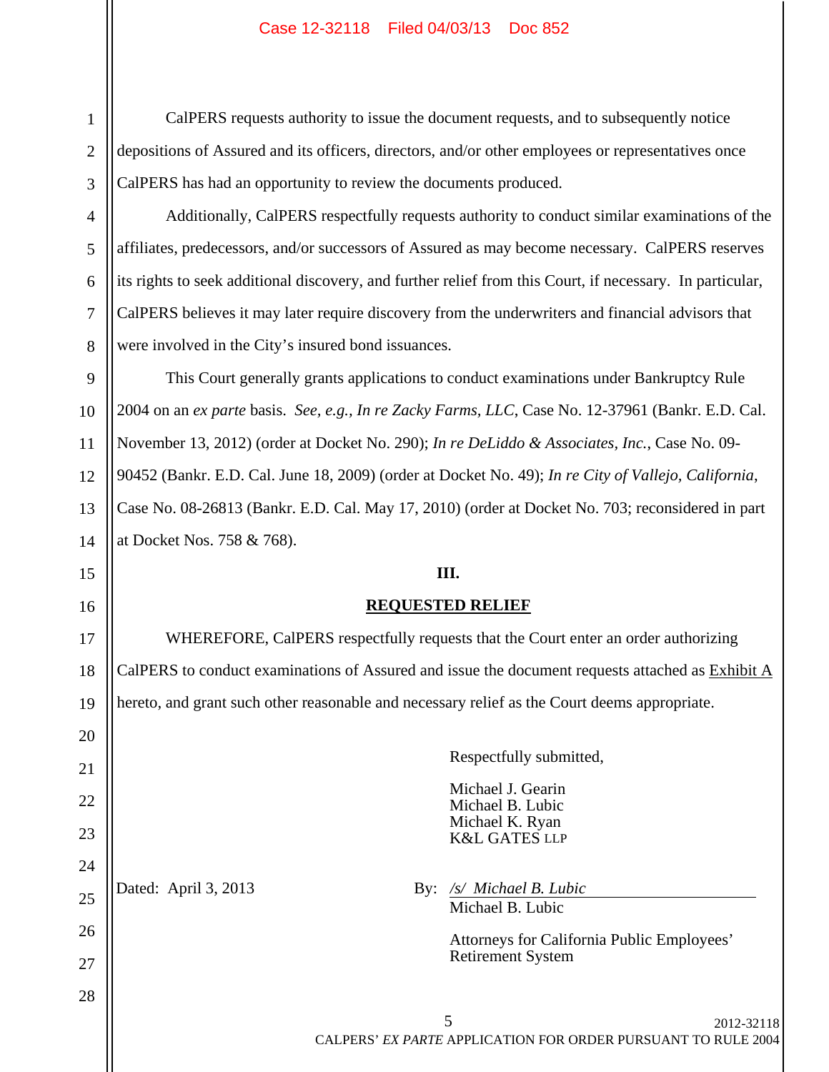CalPERS requests authority to issue the document requests, and to subsequently notice depositions of Assured and its officers, directors, and/or other employees or representatives once CalPERS has had an opportunity to review the documents produced.

Additionally, CalPERS respectfully requests authority to conduct similar examinations of the affiliates, predecessors, and/or successors of Assured as may become necessary. CalPERS reserves its rights to seek additional discovery, and further relief from this Court, if necessary. In particular, CalPERS believes it may later require discovery from the underwriters and financial advisors that were involved in the City's insured bond issuances.

This Court generally grants applications to conduct examinations under Bankruptcy Rule 2004 on an *ex parte* basis. *See, e.g., In re Zacky Farms, LLC*, Case No. 12-37961 (Bankr. E.D. Cal. November 13, 2012) (order at Docket No. 290); *In re DeLiddo & Associates, Inc.*, Case No. 09-90452 (Bankr. E.D. Cal. June 18, 2009) (order at Docket No. 49); *In re City of Vallejo, California*, Case No. 08-26813 (Bankr. E.D. Cal. May 17, 2010) (order at Docket No. 703; reconsidered in part at Docket Nos. 758 & 768).

## III.

## REQUESTED RELIEF

WHEREFORE, CalPERS respectfully requests that the Court enter an order authorizing CalPERS to conduct examinations of Assured and issue the document requests attached as Exhibit A hereto, and grant such other reasonable and necessary relief as the Court deems appropriate.

Respectfully submitted,

Michael J. Gearin
Michael B. Lubic
Michael K. Ryan
K&L GATES LLP

Dated: April 3, 2013

By: */s/ Michael B. Lubic*
Michael B. Lubic

Attorneys for California Public Employees' Retirement System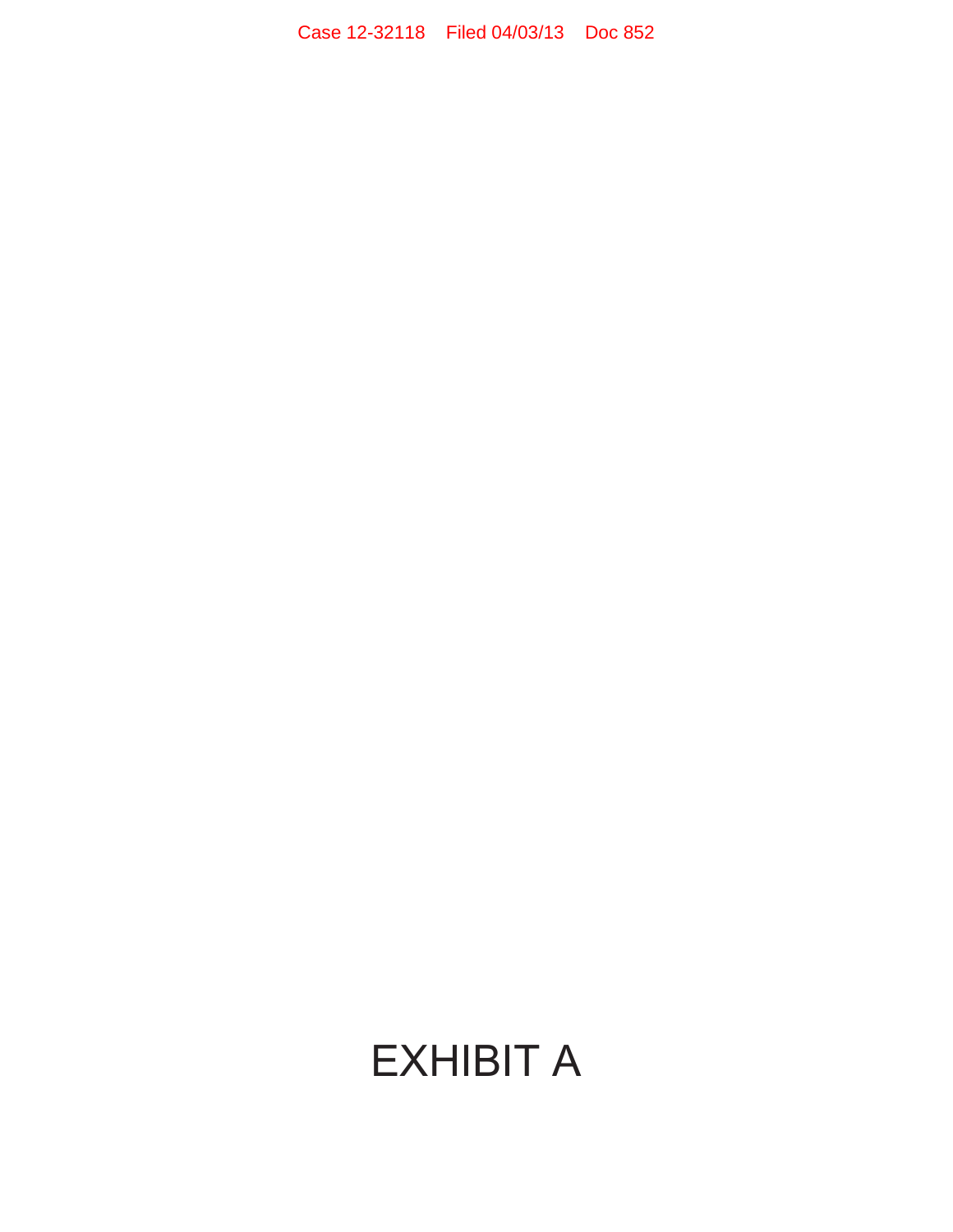# EXHIBIT A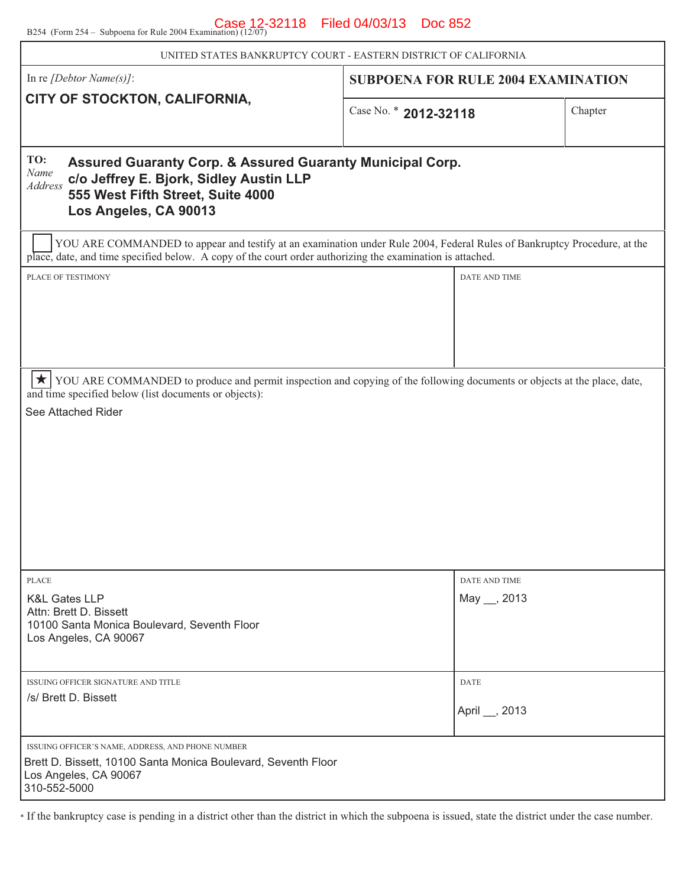Case 12-32118 Filed 04/03/13 Doc 852

B254 (Form 254 – Subpoena for Rule 2004 Examination) (12/07)

UNITED STATES BANKRUPTCY COURT - EASTERN DISTRICT OF CALIFORNIA

| In re *[Debtor Name(s)]*: | **SUBPOENA FOR RULE 2004 EXAMINATION** | |
|---|---|---|
| **CITY OF STOCKTON, CALIFORNIA,** | Case No. * **2012-32118** | Chapter |

TO: *Name Address*
**Assured Guaranty Corp. & Assured Guaranty Municipal Corp.**
**c/o Jeffrey E. Bjork, Sidley Austin LLP**
**555 West Fifth Street, Suite 4000**
**Los Angeles, CA 90013**

☐ YOU ARE COMMANDED to appear and testify at an examination under Rule 2004, Federal Rules of Bankruptcy Procedure, at the place, date, and time specified below. A copy of the court order authorizing the examination is attached.

| PLACE OF TESTIMONY | DATE AND TIME |
|---|---|
| | |

★ YOU ARE COMMANDED to produce and permit inspection and copying of the following documents or objects at the place, date, and time specified below (list documents or objects):

See Attached Rider

| PLACE | DATE AND TIME |
|---|---|
| K&L Gates LLP<br>Attn: Brett D. Bissett<br>10100 Santa Monica Boulevard, Seventh Floor<br>Los Angeles, CA 90067 | May __, 2013 |

| ISSUING OFFICER SIGNATURE AND TITLE | DATE |
|---|---|
| /s/ Brett D. Bissett | April __, 2013 |

ISSUING OFFICER'S NAME, ADDRESS, AND PHONE NUMBER
Brett D. Bissett, 10100 Santa Monica Boulevard, Seventh Floor
Los Angeles, CA 90067
310-552-5000

* If the bankruptcy case is pending in a district other than the district in which the subpoena is issued, state the district under the case number.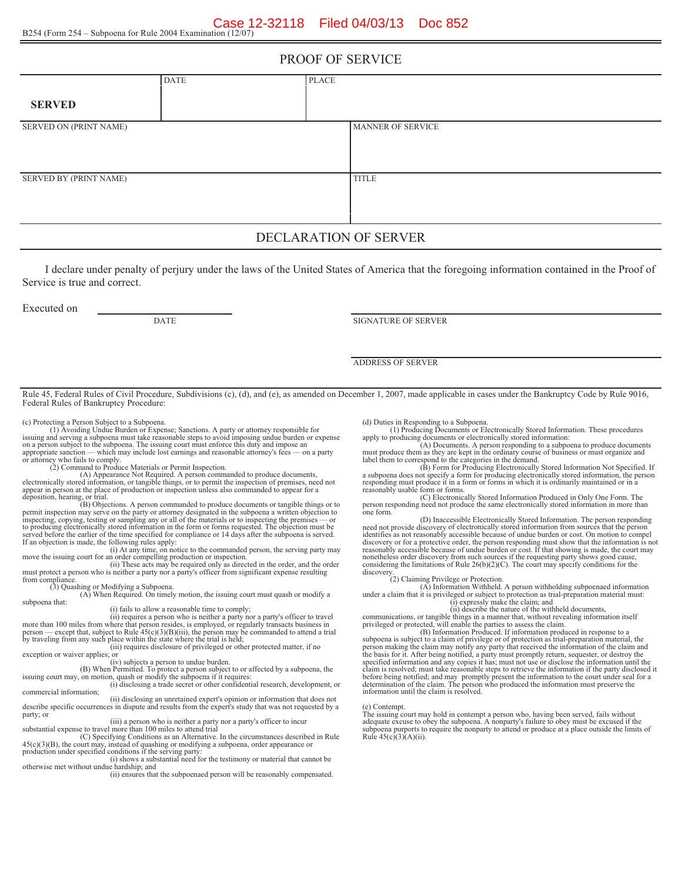B254 (Form 254 – Subpoena for Rule 2004 Examination (12/07)

## PROOF OF SERVICE

| | DATE | PLACE |
|---|---|---|
| **SERVED** | | |

| SERVED ON (PRINT NAME) | MANNER OF SERVICE |
|---|---|
| | |

| SERVED BY (PRINT NAME) | TITLE |
|---|---|
| | |

## DECLARATION OF SERVER

I declare under penalty of perjury under the laws of the United States of America that the foregoing information contained in the Proof of Service is true and correct.

Executed on ______________________
DATE

______________________
SIGNATURE OF SERVER

______________________
ADDRESS OF SERVER

Rule 45, Federal Rules of Civil Procedure, Subdivisions (c), (d), and (e), as amended on December 1, 2007, made applicable in cases under the Bankruptcy Code by Rule 9016, Federal Rules of Bankruptcy Procedure:

(c) Protecting a Person Subject to a Subpoena.

(1) Avoiding Undue Burden or Expense; Sanctions. A party or attorney responsible for issuing and serving a subpoena must take reasonable steps to avoid imposing undue burden or expense on a person subject to the subpoena. The issuing court must enforce this duty and impose an appropriate sanction — which may include lost earnings and reasonable attorney's fees — on a party or attorney who fails to comply.

(2) Command to Produce Materials or Permit Inspection.

(A) Appearance Not Required. A person commanded to produce documents, electronically stored information, or tangible things, or to permit the inspection of premises, need not appear in person at the place of production or inspection unless also commanded to appear for a deposition, hearing, or trial.

(B) Objections. A person commanded to produce documents or tangible things or to permit inspection may serve on the party or attorney designated in the subpoena a written objection to inspecting, copying, testing or sampling any or all of the materials or to inspecting the premises — or to producing electronically stored information in the form or forms requested. The objection must be served before the earlier of the time specified for compliance or 14 days after the subpoena is served. If an objection is made, the following rules apply:

(i) At any time, on notice to the commanded person, the serving party may move the issuing court for an order compelling production or inspection.

(ii) These acts may be required only as directed in the order, and the order must protect a person who is neither a party nor a party's officer from significant expense resulting from compliance.

(3) Quashing or Modifying a Subpoena.

(A) When Required. On timely motion, the issuing court must quash or modify a subpoena that:

(i) fails to allow a reasonable time to comply;

(ii) requires a person who is neither a party nor a party's officer to travel more than 100 miles from where that person resides, is employed, or regularly transacts business in person — except that, subject to Rule 45(c)(3)(B)(iii), the person may be commanded to attend a trial by traveling from any such place within the state where the trial is held;

(iii) requires disclosure of privileged or other protected matter, if no exception or waiver applies; or

(iv) subjects a person to undue burden.

(B) When Permitted. To protect a person subject to or affected by a subpoena, the issuing court may, on motion, quash or modify the subpoena if it requires:

(i) disclosing a trade secret or other confidential research, development, or commercial information;

(ii) disclosing an unretained expert's opinion or information that does not describe specific occurrences in dispute and results from the expert's study that was not requested by a party; or

(iii) a person who is neither a party nor a party's officer to incur substantial expense to travel more than 100 miles to attend trial

(C) Specifying Conditions as an Alternative. In the circumstances described in Rule 45(c)(3)(B), the court may, instead of quashing or modifying a subpoena, order appearance or production under specified conditions if the serving party:

(i) shows a substantial need for the testimony or material that cannot be otherwise met without undue hardship; and

(ii) ensures that the subpoenaed person will be reasonably compensated.

(d) Duties in Responding to a Subpoena.

(1) Producing Documents or Electronically Stored Information. These procedures apply to producing documents or electronically stored information:

(A) Documents. A person responding to a subpoena to produce documents must produce them as they are kept in the ordinary course of business or must organize and label them to correspond to the categories in the demand.

(B) Form for Producing Electronically Stored Information Not Specified. If a subpoena does not specify a form for producing electronically stored information, the person responding must produce it in a form or forms in which it is ordinarily maintained or in a reasonably usable form or forms.

(C) Electronically Stored Information Produced in Only One Form. The person responding need not produce the same electronically stored information in more than one form.

(D) Inaccessible Electronically Stored Information. The person responding need not provide discovery of electronically stored information from sources that the person identifies as not reasonably accessible because of undue burden or cost. On motion to compel discovery or for a protective order, the person responding must show that the information is not reasonably accessible because of undue burden or cost. If that showing is made, the court may nonetheless order discovery from such sources if the requesting party shows good cause, considering the limitations of Rule 26(b)(2)(C). The court may specify conditions for the discovery.

(2) Claiming Privilege or Protection.

(A) Information Withheld. A person withholding subpoenaed information under a claim that it is privileged or subject to protection as trial-preparation material must:

(i) expressly make the claim; and

(ii) describe the nature of the withheld documents, communications, or tangible things in a manner that, without revealing information itself privileged or protected, will enable the parties to assess the claim.

(B) Information Produced. If information produced in response to a subpoena is subject to a claim of privilege or of protection as trial-preparation material, the person making the claim may notify any party that received the information of the claim and the basis for it. After being notified, a party must promptly return, sequester, or destroy the specified information and any copies it has; must not use or disclose the information until the claim is resolved; must take reasonable steps to retrieve the information if the party disclosed it before being notified; and may promptly present the information to the court under seal for a determination of the claim. The person who produced the information must preserve the information until the claim is resolved.

(e) Contempt.
The issuing court may hold in contempt a person who, having been served, fails without adequate excuse to obey the subpoena. A nonparty's failure to obey must be excused if the subpoena purports to require the nonparty to attend or produce at a place outside the limits of Rule 45(c)(3)(A)(ii).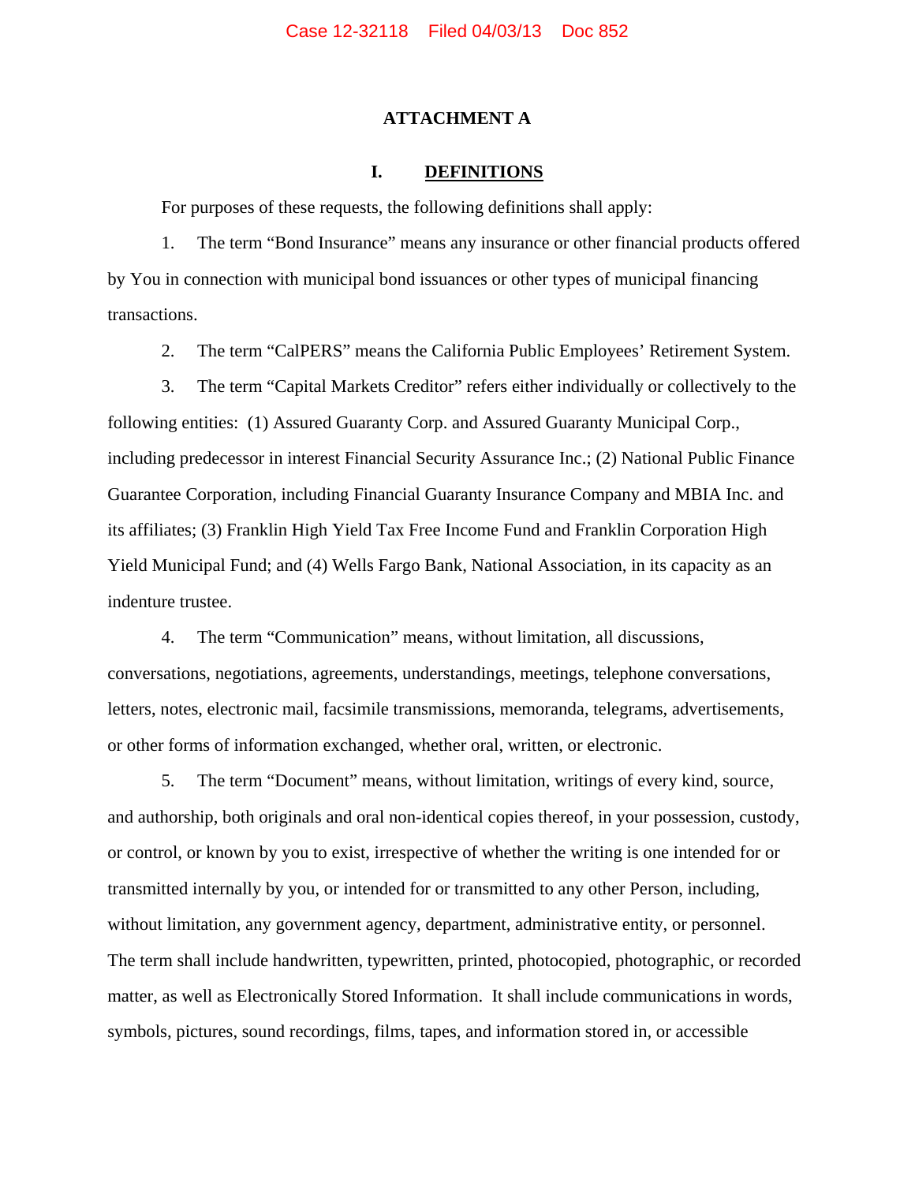# ATTACHMENT A

## I. DEFINITIONS

For purposes of these requests, the following definitions shall apply:

1. The term "Bond Insurance" means any insurance or other financial products offered by You in connection with municipal bond issuances or other types of municipal financing transactions.

2. The term "CalPERS" means the California Public Employees' Retirement System.

3. The term "Capital Markets Creditor" refers either individually or collectively to the following entities: (1) Assured Guaranty Corp. and Assured Guaranty Municipal Corp., including predecessor in interest Financial Security Assurance Inc.; (2) National Public Finance Guarantee Corporation, including Financial Guaranty Insurance Company and MBIA Inc. and its affiliates; (3) Franklin High Yield Tax Free Income Fund and Franklin Corporation High Yield Municipal Fund; and (4) Wells Fargo Bank, National Association, in its capacity as an indenture trustee.

4. The term "Communication" means, without limitation, all discussions, conversations, negotiations, agreements, understandings, meetings, telephone conversations, letters, notes, electronic mail, facsimile transmissions, memoranda, telegrams, advertisements, or other forms of information exchanged, whether oral, written, or electronic.

5. The term "Document" means, without limitation, writings of every kind, source, and authorship, both originals and oral non-identical copies thereof, in your possession, custody, or control, or known by you to exist, irrespective of whether the writing is one intended for or transmitted internally by you, or intended for or transmitted to any other Person, including, without limitation, any government agency, department, administrative entity, or personnel. The term shall include handwritten, typewritten, printed, photocopied, photographic, or recorded matter, as well as Electronically Stored Information. It shall include communications in words, symbols, pictures, sound recordings, films, tapes, and information stored in, or accessible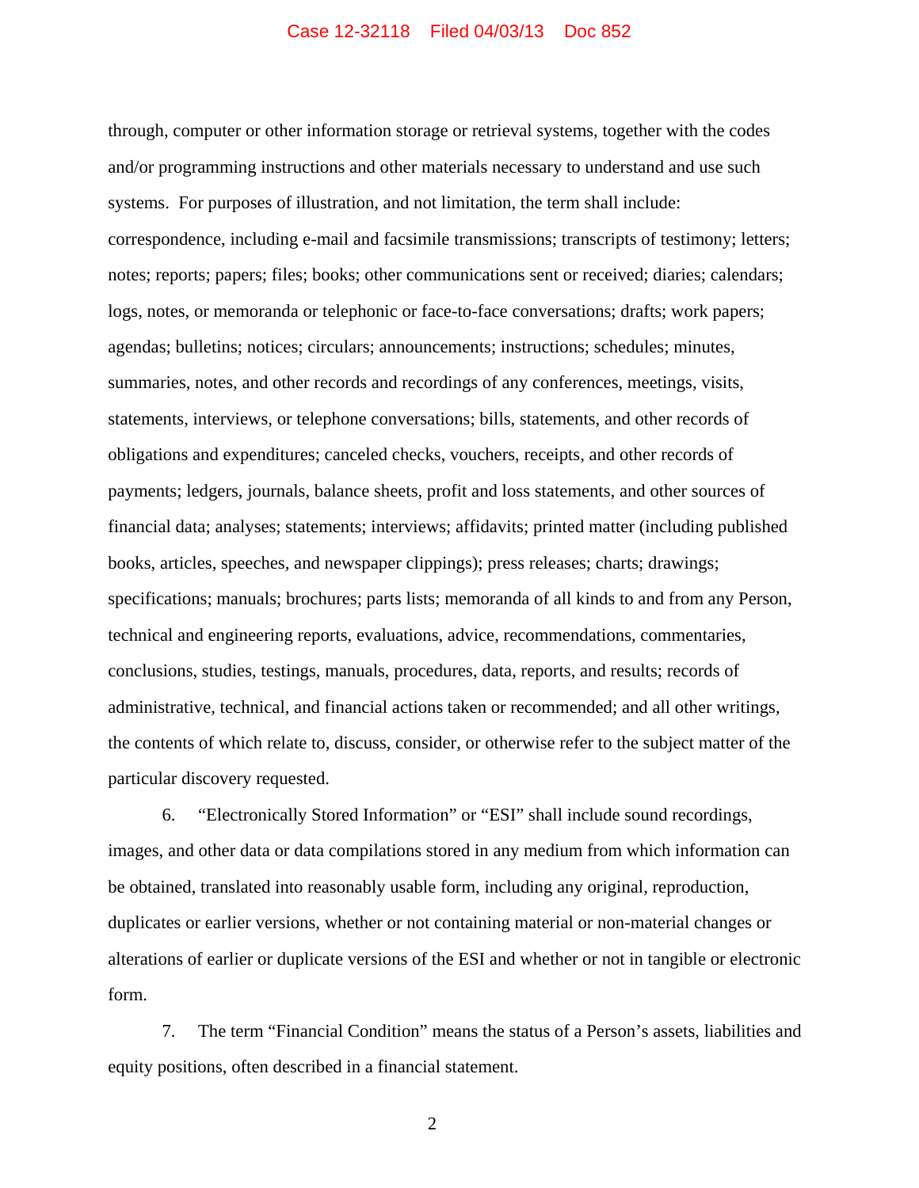through, computer or other information storage or retrieval systems, together with the codes and/or programming instructions and other materials necessary to understand and use such systems. For purposes of illustration, and not limitation, the term shall include: correspondence, including e-mail and facsimile transmissions; transcripts of testimony; letters; notes; reports; papers; files; books; other communications sent or received; diaries; calendars; logs, notes, or memoranda or telephonic or face-to-face conversations; drafts; work papers; agendas; bulletins; notices; circulars; announcements; instructions; schedules; minutes, summaries, notes, and other records and recordings of any conferences, meetings, visits, statements, interviews, or telephone conversations; bills, statements, and other records of obligations and expenditures; canceled checks, vouchers, receipts, and other records of payments; ledgers, journals, balance sheets, profit and loss statements, and other sources of financial data; analyses; statements; interviews; affidavits; printed matter (including published books, articles, speeches, and newspaper clippings); press releases; charts; drawings; specifications; manuals; brochures; parts lists; memoranda of all kinds to and from any Person, technical and engineering reports, evaluations, advice, recommendations, commentaries, conclusions, studies, testings, manuals, procedures, data, reports, and results; records of administrative, technical, and financial actions taken or recommended; and all other writings, the contents of which relate to, discuss, consider, or otherwise refer to the subject matter of the particular discovery requested.

6. “Electronically Stored Information” or “ESI” shall include sound recordings, images, and other data or data compilations stored in any medium from which information can be obtained, translated into reasonably usable form, including any original, reproduction, duplicates or earlier versions, whether or not containing material or non-material changes or alterations of earlier or duplicate versions of the ESI and whether or not in tangible or electronic form.

7. The term “Financial Condition” means the status of a Person’s assets, liabilities and equity positions, often described in a financial statement.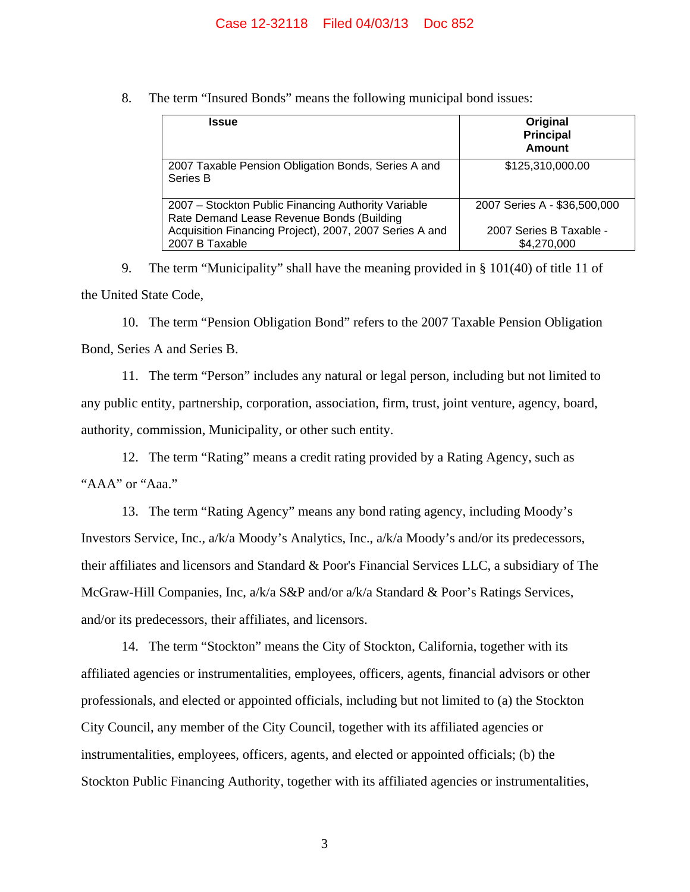8. The term "Insured Bonds" means the following municipal bond issues:

| Issue | Original Principal Amount |
|---|---|
| 2007 Taxable Pension Obligation Bonds, Series A and Series B | $125,310,000.00 |
| 2007 – Stockton Public Financing Authority Variable Rate Demand Lease Revenue Bonds (Building Acquisition Financing Project), 2007, 2007 Series A and 2007 B Taxable | 2007 Series A - $36,500,000<br><br>2007 Series B Taxable - $4,270,000 |

9. The term "Municipality" shall have the meaning provided in § 101(40) of title 11 of the United State Code,

10. The term "Pension Obligation Bond" refers to the 2007 Taxable Pension Obligation Bond, Series A and Series B.

11. The term "Person" includes any natural or legal person, including but not limited to any public entity, partnership, corporation, association, firm, trust, joint venture, agency, board, authority, commission, Municipality, or other such entity.

12. The term "Rating" means a credit rating provided by a Rating Agency, such as "AAA" or "Aaa."

13. The term "Rating Agency" means any bond rating agency, including Moody's Investors Service, Inc., a/k/a Moody's Analytics, Inc., a/k/a Moody's and/or its predecessors, their affiliates and licensors and Standard & Poor's Financial Services LLC, a subsidiary of The McGraw-Hill Companies, Inc, a/k/a S&P and/or a/k/a Standard & Poor's Ratings Services, and/or its predecessors, their affiliates, and licensors.

14. The term "Stockton" means the City of Stockton, California, together with its affiliated agencies or instrumentalities, employees, officers, agents, financial advisors or other professionals, and elected or appointed officials, including but not limited to (a) the Stockton City Council, any member of the City Council, together with its affiliated agencies or instrumentalities, employees, officers, agents, and elected or appointed officials; (b) the Stockton Public Financing Authority, together with its affiliated agencies or instrumentalities,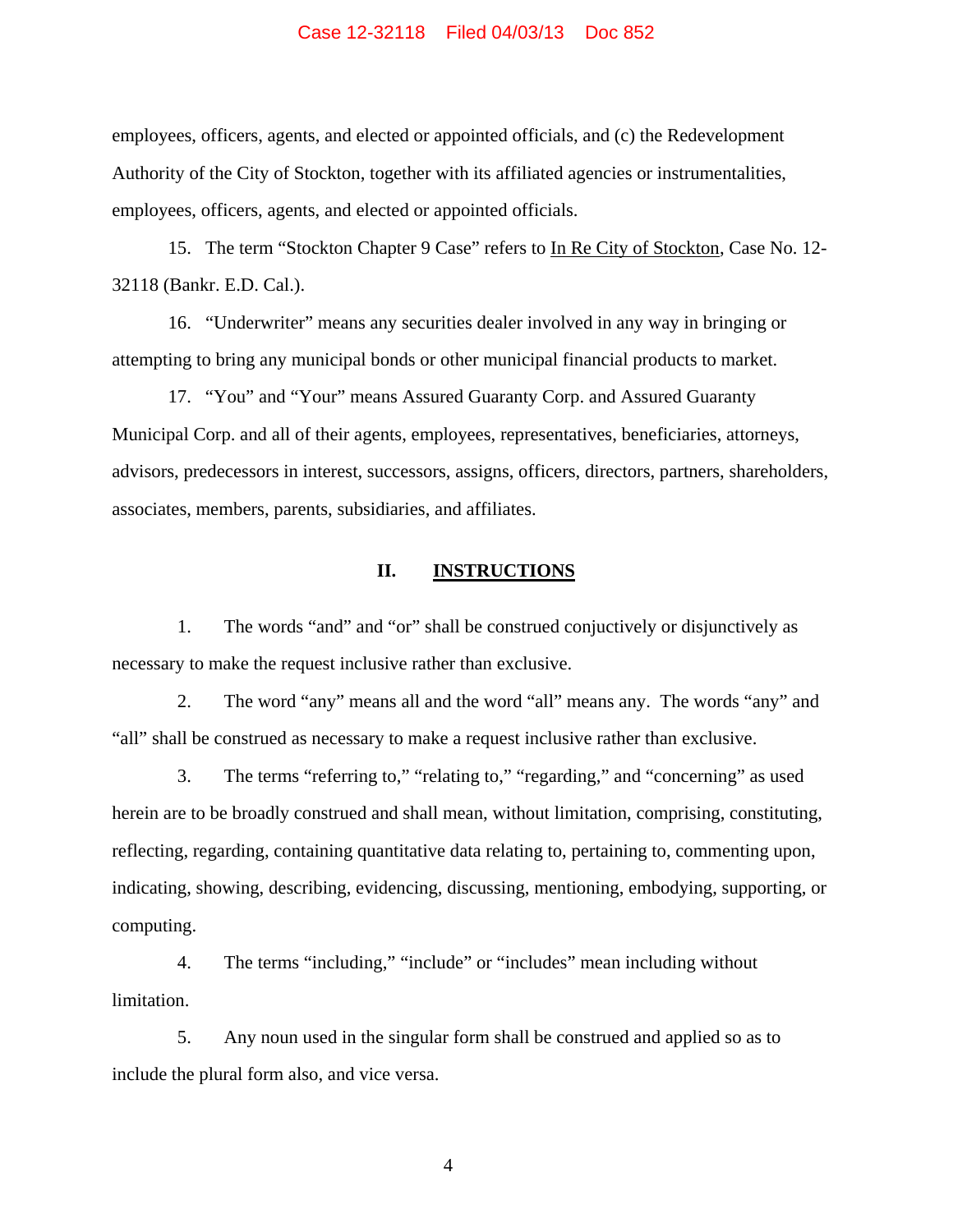employees, officers, agents, and elected or appointed officials, and (c) the Redevelopment Authority of the City of Stockton, together with its affiliated agencies or instrumentalities, employees, officers, agents, and elected or appointed officials.

15. The term "Stockton Chapter 9 Case" refers to In Re City of Stockton, Case No. 12-32118 (Bankr. E.D. Cal.).

16. "Underwriter" means any securities dealer involved in any way in bringing or attempting to bring any municipal bonds or other municipal financial products to market.

17. "You" and "Your" means Assured Guaranty Corp. and Assured Guaranty Municipal Corp. and all of their agents, employees, representatives, beneficiaries, attorneys, advisors, predecessors in interest, successors, assigns, officers, directors, partners, shareholders, associates, members, parents, subsidiaries, and affiliates.

## II. INSTRUCTIONS

1. The words "and" and "or" shall be construed conjuctively or disjunctively as necessary to make the request inclusive rather than exclusive.

2. The word "any" means all and the word "all" means any. The words "any" and "all" shall be construed as necessary to make a request inclusive rather than exclusive.

3. The terms "referring to," "relating to," "regarding," and "concerning" as used herein are to be broadly construed and shall mean, without limitation, comprising, constituting, reflecting, regarding, containing quantitative data relating to, pertaining to, commenting upon, indicating, showing, describing, evidencing, discussing, mentioning, embodying, supporting, or computing.

4. The terms "including," "include" or "includes" mean including without limitation.

5. Any noun used in the singular form shall be construed and applied so as to include the plural form also, and vice versa.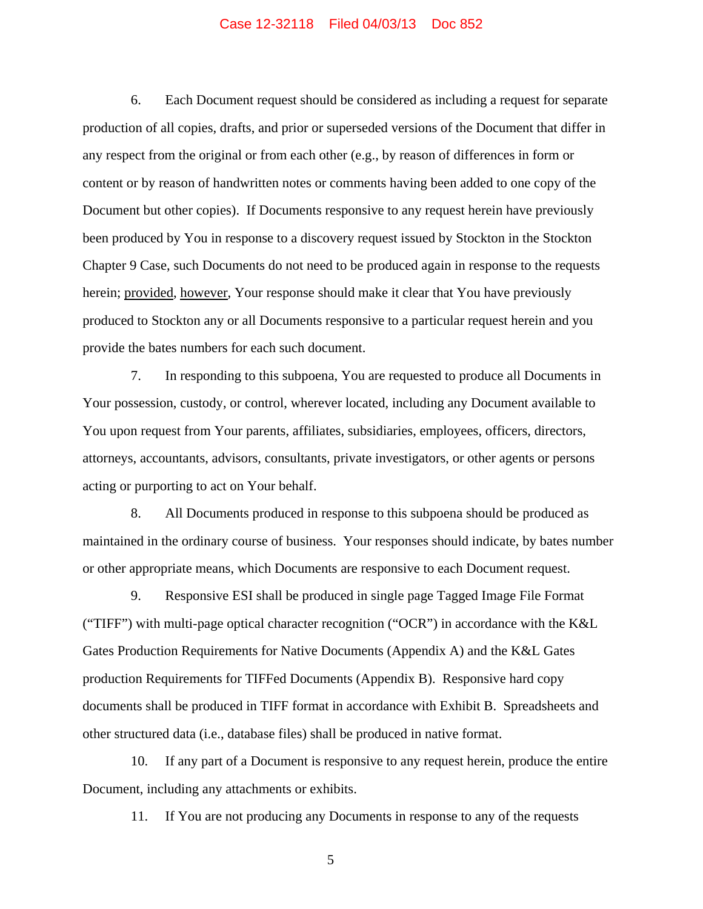6. Each Document request should be considered as including a request for separate production of all copies, drafts, and prior or superseded versions of the Document that differ in any respect from the original or from each other (e.g., by reason of differences in form or content or by reason of handwritten notes or comments having been added to one copy of the Document but other copies). If Documents responsive to any request herein have previously been produced by You in response to a discovery request issued by Stockton in the Stockton Chapter 9 Case, such Documents do not need to be produced again in response to the requests herein; provided, however, Your response should make it clear that You have previously produced to Stockton any or all Documents responsive to a particular request herein and you provide the bates numbers for each such document.

7. In responding to this subpoena, You are requested to produce all Documents in Your possession, custody, or control, wherever located, including any Document available to You upon request from Your parents, affiliates, subsidiaries, employees, officers, directors, attorneys, accountants, advisors, consultants, private investigators, or other agents or persons acting or purporting to act on Your behalf.

8. All Documents produced in response to this subpoena should be produced as maintained in the ordinary course of business. Your responses should indicate, by bates number or other appropriate means, which Documents are responsive to each Document request.

9. Responsive ESI shall be produced in single page Tagged Image File Format ("TIFF") with multi-page optical character recognition ("OCR") in accordance with the K&L Gates Production Requirements for Native Documents (Appendix A) and the K&L Gates production Requirements for TIFFed Documents (Appendix B). Responsive hard copy documents shall be produced in TIFF format in accordance with Exhibit B. Spreadsheets and other structured data (i.e., database files) shall be produced in native format.

10. If any part of a Document is responsive to any request herein, produce the entire Document, including any attachments or exhibits.

11. If You are not producing any Documents in response to any of the requests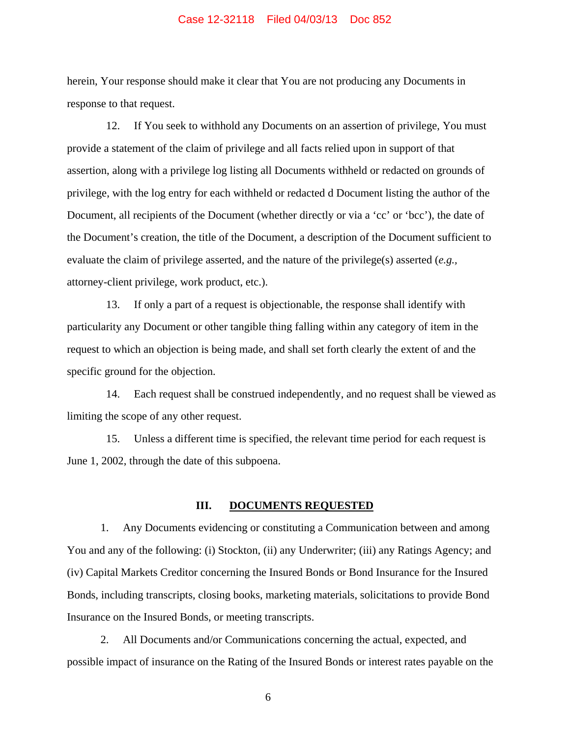herein, Your response should make it clear that You are not producing any Documents in response to that request.

12. If You seek to withhold any Documents on an assertion of privilege, You must provide a statement of the claim of privilege and all facts relied upon in support of that assertion, along with a privilege log listing all Documents withheld or redacted on grounds of privilege, with the log entry for each withheld or redacted d Document listing the author of the Document, all recipients of the Document (whether directly or via a 'cc' or 'bcc'), the date of the Document's creation, the title of the Document, a description of the Document sufficient to evaluate the claim of privilege asserted, and the nature of the privilege(s) asserted (*e.g.*, attorney-client privilege, work product, etc.).

13. If only a part of a request is objectionable, the response shall identify with particularity any Document or other tangible thing falling within any category of item in the request to which an objection is being made, and shall set forth clearly the extent of and the specific ground for the objection.

14. Each request shall be construed independently, and no request shall be viewed as limiting the scope of any other request.

15. Unless a different time is specified, the relevant time period for each request is June 1, 2002, through the date of this subpoena.

## III. DOCUMENTS REQUESTED

1. Any Documents evidencing or constituting a Communication between and among You and any of the following: (i) Stockton, (ii) any Underwriter; (iii) any Ratings Agency; and (iv) Capital Markets Creditor concerning the Insured Bonds or Bond Insurance for the Insured Bonds, including transcripts, closing books, marketing materials, solicitations to provide Bond Insurance on the Insured Bonds, or meeting transcripts.

2. All Documents and/or Communications concerning the actual, expected, and possible impact of insurance on the Rating of the Insured Bonds or interest rates payable on the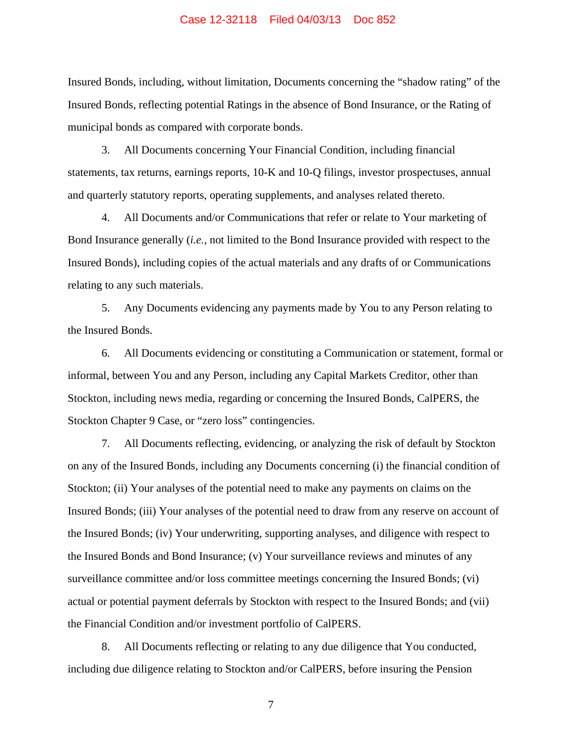Insured Bonds, including, without limitation, Documents concerning the "shadow rating" of the Insured Bonds, reflecting potential Ratings in the absence of Bond Insurance, or the Rating of municipal bonds as compared with corporate bonds.

3. All Documents concerning Your Financial Condition, including financial statements, tax returns, earnings reports, 10-K and 10-Q filings, investor prospectuses, annual and quarterly statutory reports, operating supplements, and analyses related thereto.

4. All Documents and/or Communications that refer or relate to Your marketing of Bond Insurance generally (*i.e.*, not limited to the Bond Insurance provided with respect to the Insured Bonds), including copies of the actual materials and any drafts of or Communications relating to any such materials.

5. Any Documents evidencing any payments made by You to any Person relating to the Insured Bonds.

6. All Documents evidencing or constituting a Communication or statement, formal or informal, between You and any Person, including any Capital Markets Creditor, other than Stockton, including news media, regarding or concerning the Insured Bonds, CalPERS, the Stockton Chapter 9 Case, or "zero loss" contingencies.

7. All Documents reflecting, evidencing, or analyzing the risk of default by Stockton on any of the Insured Bonds, including any Documents concerning (i) the financial condition of Stockton; (ii) Your analyses of the potential need to make any payments on claims on the Insured Bonds; (iii) Your analyses of the potential need to draw from any reserve on account of the Insured Bonds; (iv) Your underwriting, supporting analyses, and diligence with respect to the Insured Bonds and Bond Insurance; (v) Your surveillance reviews and minutes of any surveillance committee and/or loss committee meetings concerning the Insured Bonds; (vi) actual or potential payment deferrals by Stockton with respect to the Insured Bonds; and (vii) the Financial Condition and/or investment portfolio of CalPERS.

8. All Documents reflecting or relating to any due diligence that You conducted, including due diligence relating to Stockton and/or CalPERS, before insuring the Pension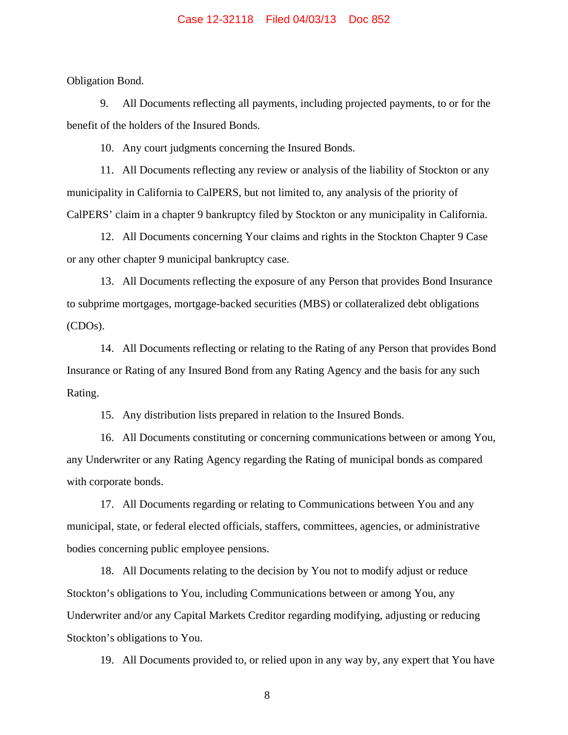Obligation Bond.

9. All Documents reflecting all payments, including projected payments, to or for the benefit of the holders of the Insured Bonds.

10. Any court judgments concerning the Insured Bonds.

11. All Documents reflecting any review or analysis of the liability of Stockton or any municipality in California to CalPERS, but not limited to, any analysis of the priority of CalPERS' claim in a chapter 9 bankruptcy filed by Stockton or any municipality in California.

12. All Documents concerning Your claims and rights in the Stockton Chapter 9 Case or any other chapter 9 municipal bankruptcy case.

13. All Documents reflecting the exposure of any Person that provides Bond Insurance to subprime mortgages, mortgage-backed securities (MBS) or collateralized debt obligations (CDOs).

14. All Documents reflecting or relating to the Rating of any Person that provides Bond Insurance or Rating of any Insured Bond from any Rating Agency and the basis for any such Rating.

15. Any distribution lists prepared in relation to the Insured Bonds.

16. All Documents constituting or concerning communications between or among You, any Underwriter or any Rating Agency regarding the Rating of municipal bonds as compared with corporate bonds.

17. All Documents regarding or relating to Communications between You and any municipal, state, or federal elected officials, staffers, committees, agencies, or administrative bodies concerning public employee pensions.

18. All Documents relating to the decision by You not to modify adjust or reduce Stockton's obligations to You, including Communications between or among You, any Underwriter and/or any Capital Markets Creditor regarding modifying, adjusting or reducing Stockton's obligations to You.

19. All Documents provided to, or relied upon in any way by, any expert that You have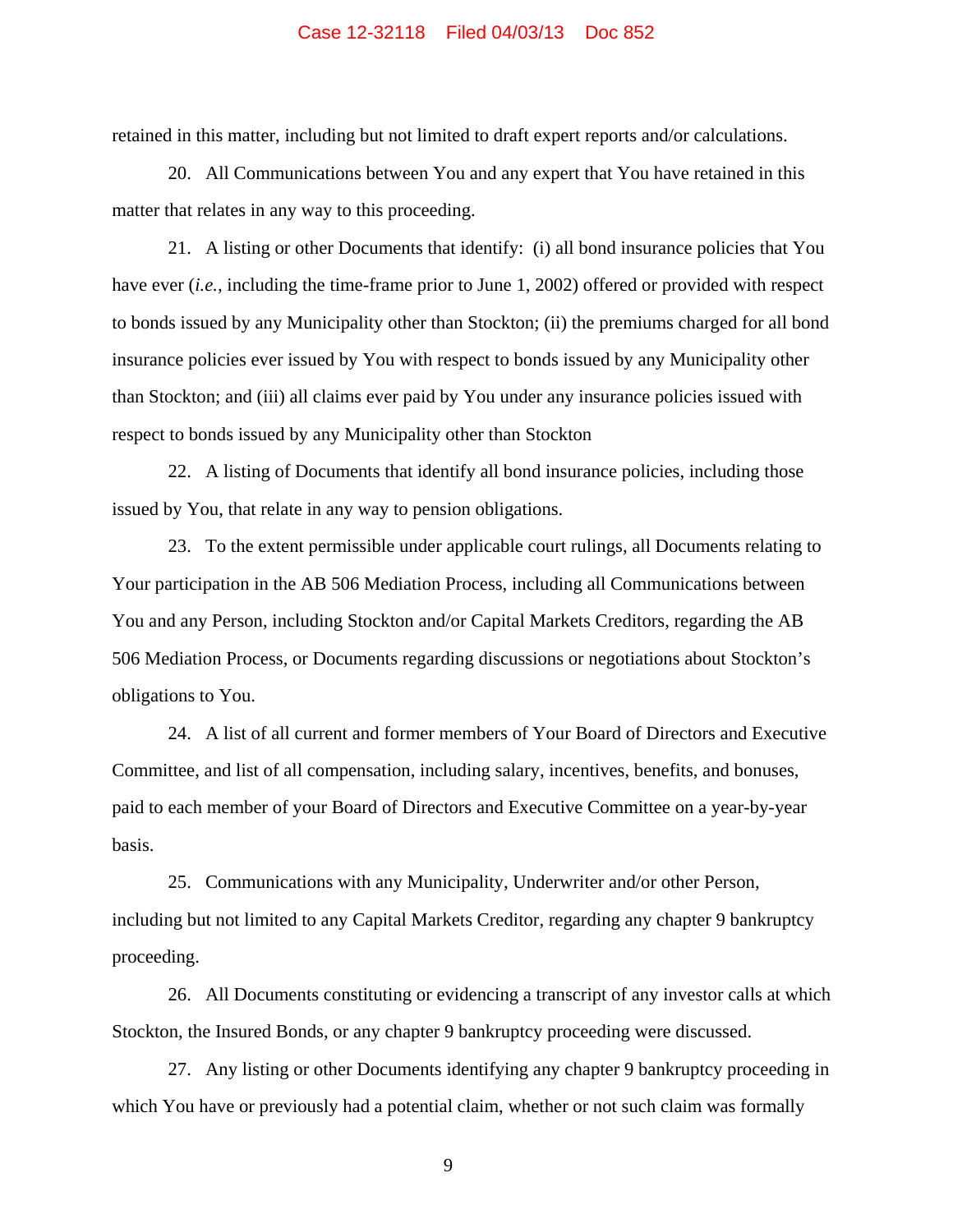retained in this matter, including but not limited to draft expert reports and/or calculations.

20. All Communications between You and any expert that You have retained in this matter that relates in any way to this proceeding.

21. A listing or other Documents that identify: (i) all bond insurance policies that You have ever (*i.e.,* including the time-frame prior to June 1, 2002) offered or provided with respect to bonds issued by any Municipality other than Stockton; (ii) the premiums charged for all bond insurance policies ever issued by You with respect to bonds issued by any Municipality other than Stockton; and (iii) all claims ever paid by You under any insurance policies issued with respect to bonds issued by any Municipality other than Stockton

22. A listing of Documents that identify all bond insurance policies, including those issued by You, that relate in any way to pension obligations.

23. To the extent permissible under applicable court rulings, all Documents relating to Your participation in the AB 506 Mediation Process, including all Communications between You and any Person, including Stockton and/or Capital Markets Creditors, regarding the AB 506 Mediation Process, or Documents regarding discussions or negotiations about Stockton's obligations to You.

24. A list of all current and former members of Your Board of Directors and Executive Committee, and list of all compensation, including salary, incentives, benefits, and bonuses, paid to each member of your Board of Directors and Executive Committee on a year-by-year basis.

25. Communications with any Municipality, Underwriter and/or other Person, including but not limited to any Capital Markets Creditor, regarding any chapter 9 bankruptcy proceeding.

26. All Documents constituting or evidencing a transcript of any investor calls at which Stockton, the Insured Bonds, or any chapter 9 bankruptcy proceeding were discussed.

27. Any listing or other Documents identifying any chapter 9 bankruptcy proceeding in which You have or previously had a potential claim, whether or not such claim was formally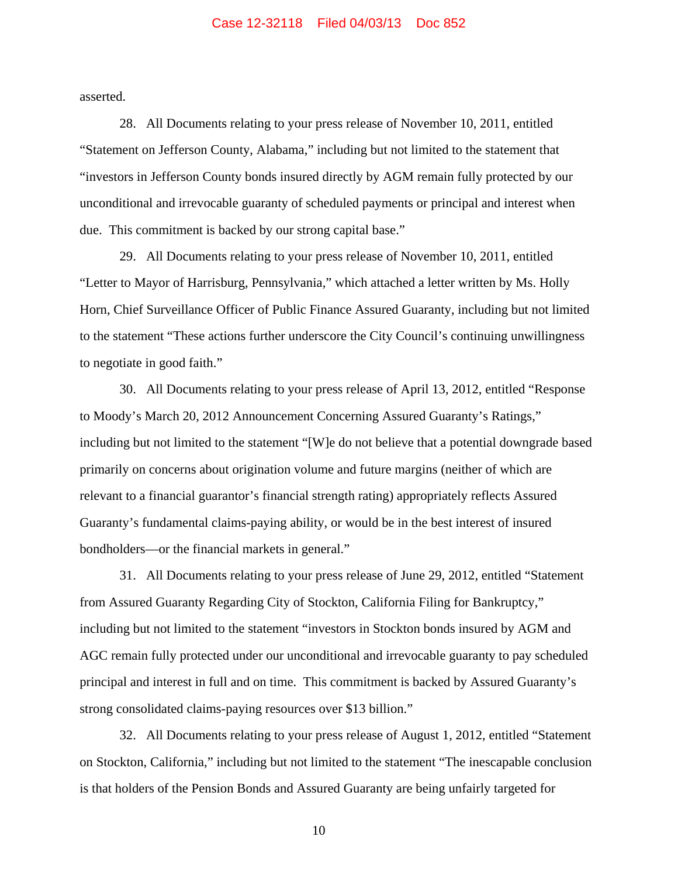asserted.

28. All Documents relating to your press release of November 10, 2011, entitled "Statement on Jefferson County, Alabama," including but not limited to the statement that "investors in Jefferson County bonds insured directly by AGM remain fully protected by our unconditional and irrevocable guaranty of scheduled payments or principal and interest when due. This commitment is backed by our strong capital base."

29. All Documents relating to your press release of November 10, 2011, entitled "Letter to Mayor of Harrisburg, Pennsylvania," which attached a letter written by Ms. Holly Horn, Chief Surveillance Officer of Public Finance Assured Guaranty, including but not limited to the statement "These actions further underscore the City Council's continuing unwillingness to negotiate in good faith."

30. All Documents relating to your press release of April 13, 2012, entitled "Response to Moody's March 20, 2012 Announcement Concerning Assured Guaranty's Ratings," including but not limited to the statement "[W]e do not believe that a potential downgrade based primarily on concerns about origination volume and future margins (neither of which are relevant to a financial guarantor's financial strength rating) appropriately reflects Assured Guaranty's fundamental claims-paying ability, or would be in the best interest of insured bondholders—or the financial markets in general."

31. All Documents relating to your press release of June 29, 2012, entitled "Statement from Assured Guaranty Regarding City of Stockton, California Filing for Bankruptcy," including but not limited to the statement "investors in Stockton bonds insured by AGM and AGC remain fully protected under our unconditional and irrevocable guaranty to pay scheduled principal and interest in full and on time. This commitment is backed by Assured Guaranty's strong consolidated claims-paying resources over $13 billion."

32. All Documents relating to your press release of August 1, 2012, entitled "Statement on Stockton, California," including but not limited to the statement "The inescapable conclusion is that holders of the Pension Bonds and Assured Guaranty are being unfairly targeted for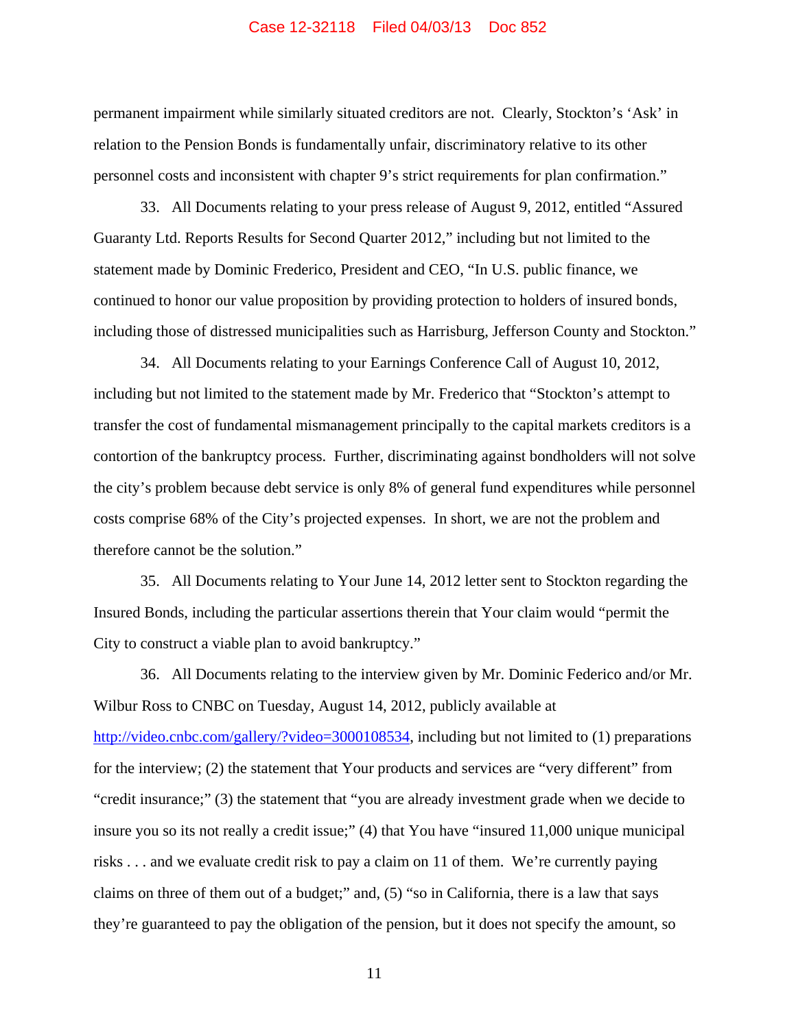permanent impairment while similarly situated creditors are not. Clearly, Stockton's 'Ask' in relation to the Pension Bonds is fundamentally unfair, discriminatory relative to its other personnel costs and inconsistent with chapter 9's strict requirements for plan confirmation."

33. All Documents relating to your press release of August 9, 2012, entitled "Assured Guaranty Ltd. Reports Results for Second Quarter 2012," including but not limited to the statement made by Dominic Frederico, President and CEO, "In U.S. public finance, we continued to honor our value proposition by providing protection to holders of insured bonds, including those of distressed municipalities such as Harrisburg, Jefferson County and Stockton."

34. All Documents relating to your Earnings Conference Call of August 10, 2012, including but not limited to the statement made by Mr. Frederico that "Stockton's attempt to transfer the cost of fundamental mismanagement principally to the capital markets creditors is a contortion of the bankruptcy process. Further, discriminating against bondholders will not solve the city's problem because debt service is only 8% of general fund expenditures while personnel costs comprise 68% of the City's projected expenses. In short, we are not the problem and therefore cannot be the solution."

35. All Documents relating to Your June 14, 2012 letter sent to Stockton regarding the Insured Bonds, including the particular assertions therein that Your claim would "permit the City to construct a viable plan to avoid bankruptcy."

36. All Documents relating to the interview given by Mr. Dominic Federico and/or Mr. Wilbur Ross to CNBC on Tuesday, August 14, 2012, publicly available at [http://video.cnbc.com/gallery/?video=3000108534](http://video.cnbc.com/gallery/?video=3000108534), including but not limited to (1) preparations for the interview; (2) the statement that Your products and services are "very different" from "credit insurance;" (3) the statement that "you are already investment grade when we decide to insure you so its not really a credit issue;" (4) that You have "insured 11,000 unique municipal risks . . . and we evaluate credit risk to pay a claim on 11 of them. We're currently paying claims on three of them out of a budget;" and, (5) "so in California, there is a law that says they're guaranteed to pay the obligation of the pension, but it does not specify the amount, so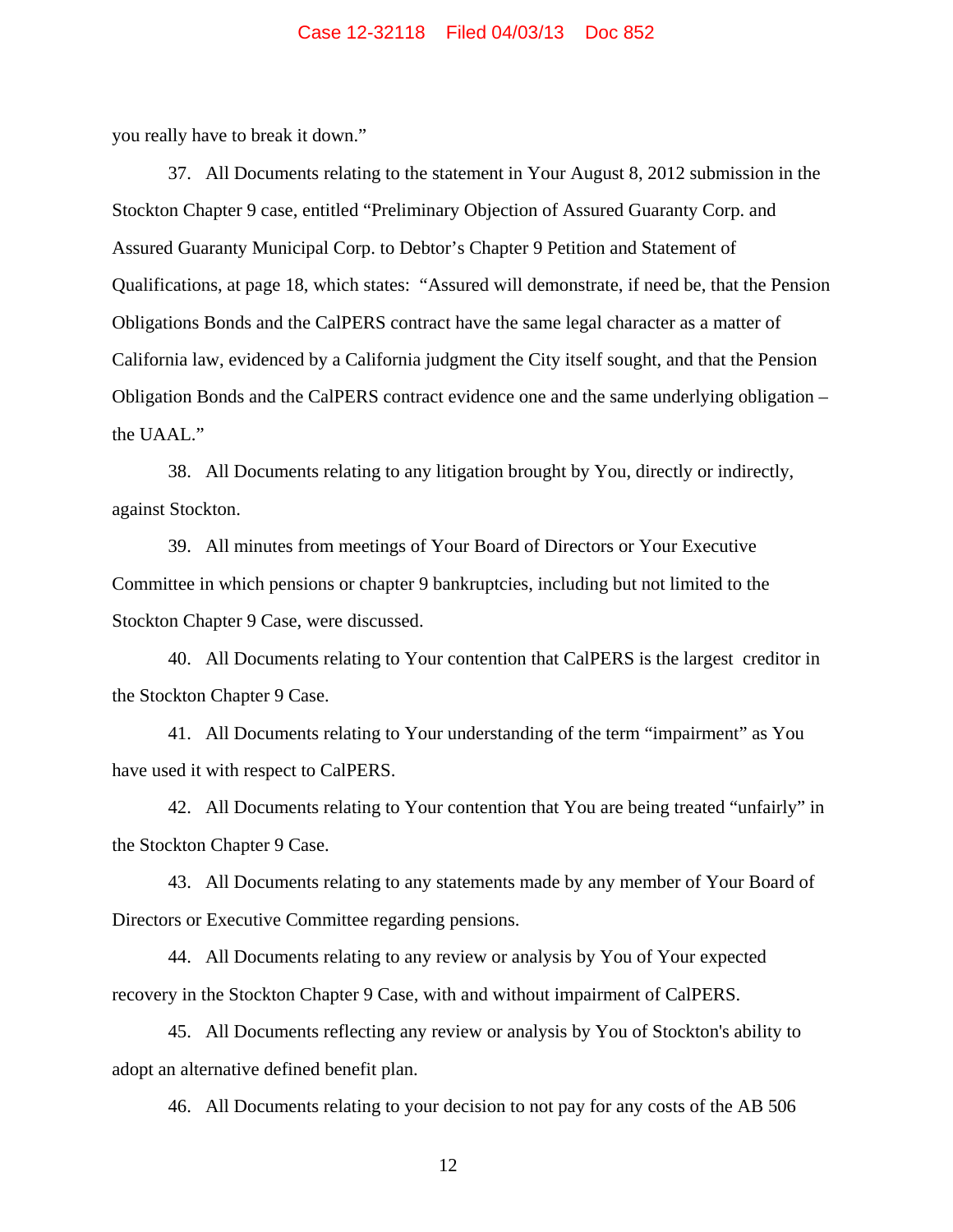you really have to break it down."

37. All Documents relating to the statement in Your August 8, 2012 submission in the Stockton Chapter 9 case, entitled "Preliminary Objection of Assured Guaranty Corp. and Assured Guaranty Municipal Corp. to Debtor's Chapter 9 Petition and Statement of Qualifications, at page 18, which states: "Assured will demonstrate, if need be, that the Pension Obligations Bonds and the CalPERS contract have the same legal character as a matter of California law, evidenced by a California judgment the City itself sought, and that the Pension Obligation Bonds and the CalPERS contract evidence one and the same underlying obligation – the UAAL."

38. All Documents relating to any litigation brought by You, directly or indirectly, against Stockton.

39. All minutes from meetings of Your Board of Directors or Your Executive Committee in which pensions or chapter 9 bankruptcies, including but not limited to the Stockton Chapter 9 Case, were discussed.

40. All Documents relating to Your contention that CalPERS is the largest creditor in the Stockton Chapter 9 Case.

41. All Documents relating to Your understanding of the term "impairment" as You have used it with respect to CalPERS.

42. All Documents relating to Your contention that You are being treated "unfairly" in the Stockton Chapter 9 Case.

43. All Documents relating to any statements made by any member of Your Board of Directors or Executive Committee regarding pensions.

44. All Documents relating to any review or analysis by You of Your expected recovery in the Stockton Chapter 9 Case, with and without impairment of CalPERS.

45. All Documents reflecting any review or analysis by You of Stockton's ability to adopt an alternative defined benefit plan.

46. All Documents relating to your decision to not pay for any costs of the AB 506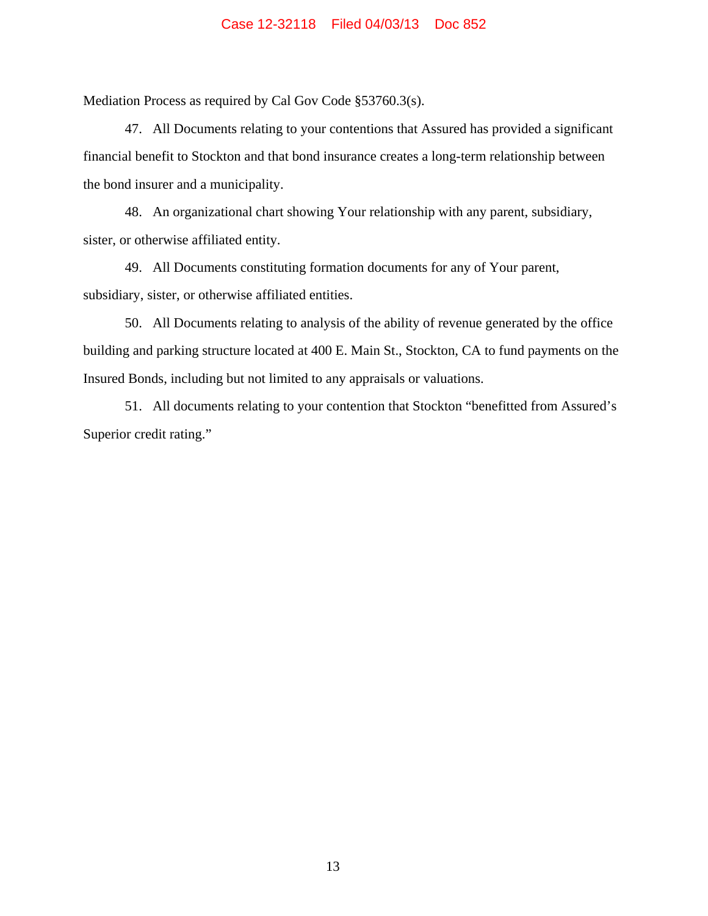Mediation Process as required by Cal Gov Code §53760.3(s).

47. All Documents relating to your contentions that Assured has provided a significant financial benefit to Stockton and that bond insurance creates a long-term relationship between the bond insurer and a municipality.

48. An organizational chart showing Your relationship with any parent, subsidiary, sister, or otherwise affiliated entity.

49. All Documents constituting formation documents for any of Your parent, subsidiary, sister, or otherwise affiliated entities.

50. All Documents relating to analysis of the ability of revenue generated by the office building and parking structure located at 400 E. Main St., Stockton, CA to fund payments on the Insured Bonds, including but not limited to any appraisals or valuations.

51. All documents relating to your contention that Stockton "benefitted from Assured's Superior credit rating."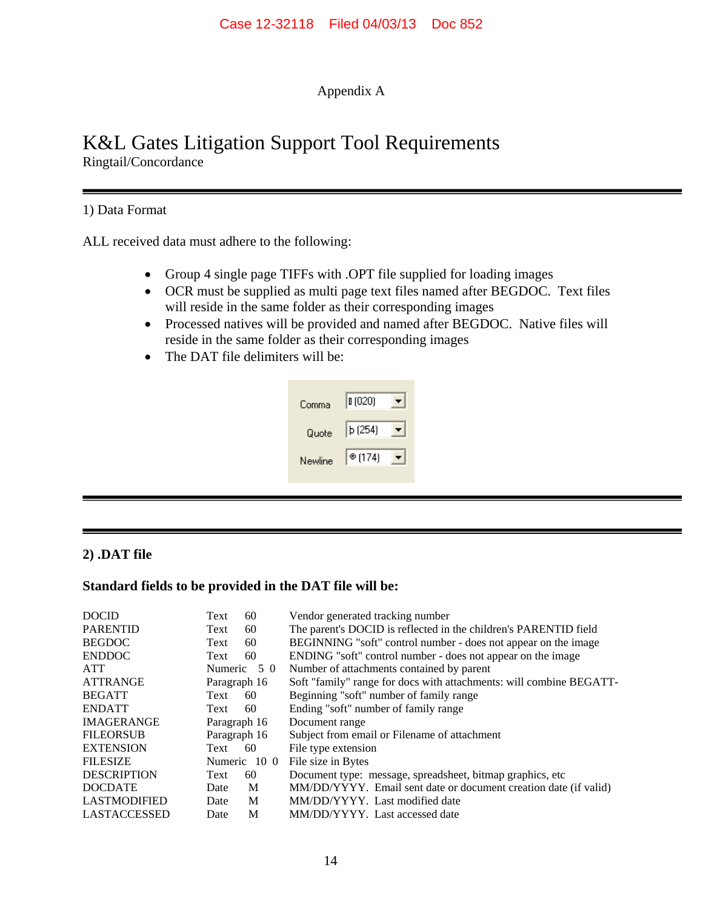Appendix A

# K&L Gates Litigation Support Tool Requirements

Ringtail/Concordance

---

## 1) Data Format

ALL received data must adhere to the following:

- Group 4 single page TIFFs with .OPT file supplied for loading images
- OCR must be supplied as multi page text files named after BEGDOC. Text files will reside in the same folder as their corresponding images
- Processed natives will be provided and named after BEGDOC. Native files will reside in the same folder as their corresponding images
- The DAT file delimiters will be:

| | |
|---|---|
| Comma | ▯ (020) |
| Quote | þ (254) |
| Newline | ® (174) |

---

## 2) .DAT file

**Standard fields to be provided in the DAT file will be:**

| Field | Type | Size | Description |
|---|---|---|---|
| DOCID | Text | 60 | Vendor generated tracking number |
| PARENTID | Text | 60 | The parent's DOCID is reflected in the children's PARENTID field |
| BEGDOC | Text | 60 | BEGINNING "soft" control number - does not appear on the image |
| ENDDOC | Text | 60 | ENDING "soft" control number - does not appear on the image |
| ATT | Numeric | 5 0 | Number of attachments contained by parent |
| ATTRANGE | Paragraph | 16 | Soft "family" range for docs with attachments: will combine BEGATT- |
| BEGATT | Text | 60 | Beginning "soft" number of family range |
| ENDATT | Text | 60 | Ending "soft" number of family range |
| IMAGERANGE | Paragraph | 16 | Document range |
| FILEORSUB | Paragraph | 16 | Subject from email or Filename of attachment |
| EXTENSION | Text | 60 | File type extension |
| FILESIZE | Numeric | 10 0 | File size in Bytes |
| DESCRIPTION | Text | 60 | Document type: message, spreadsheet, bitmap graphics, etc |
| DOCDATE | Date | M | MM/DD/YYYY. Email sent date or document creation date (if valid) |
| LASTMODIFIED | Date | M | MM/DD/YYYY. Last modified date |
| LASTACCESSED | Date | M | MM/DD/YYYY. Last accessed date |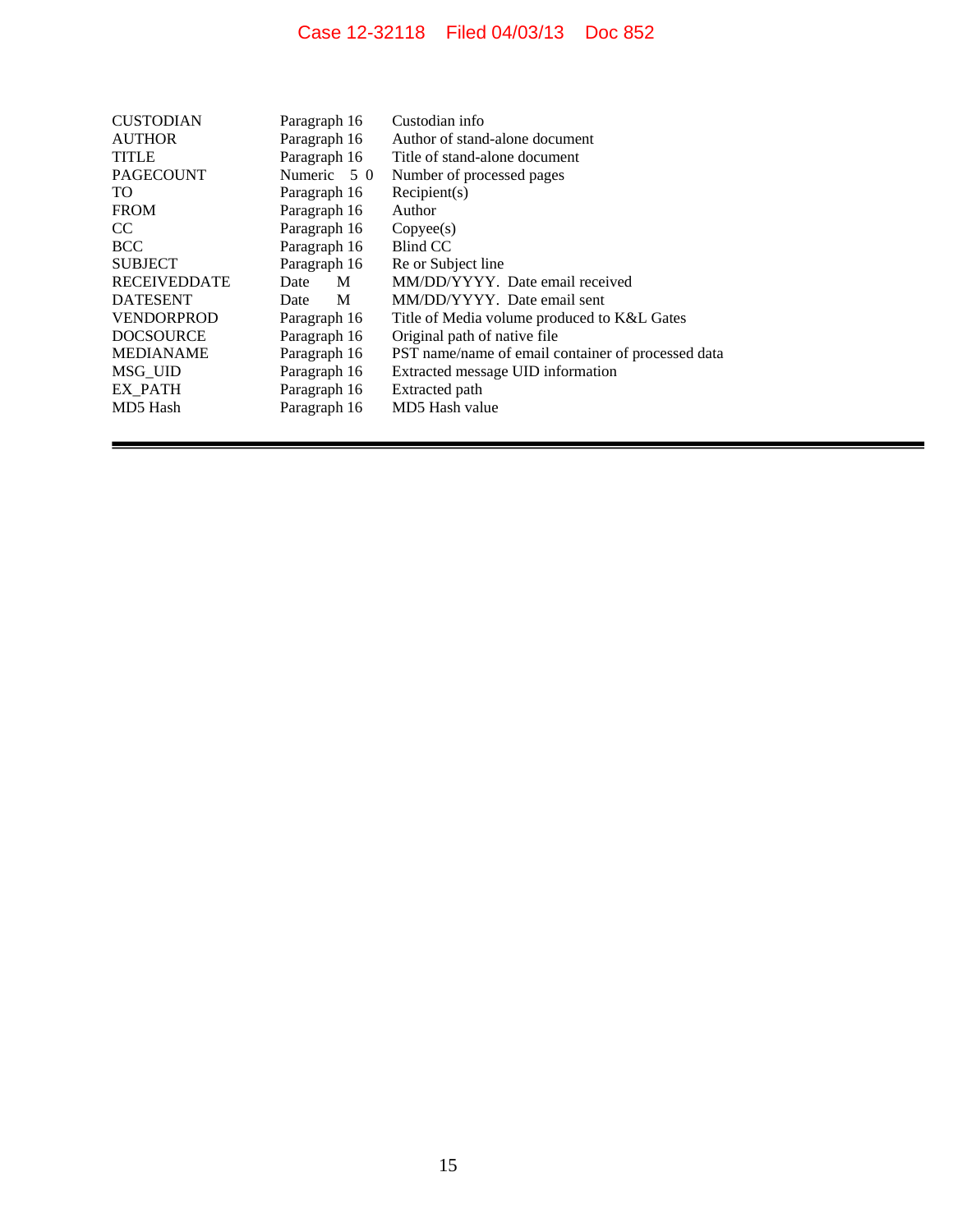| | | |
|---|---|---|
| CUSTODIAN | Paragraph 16 | Custodian info |
| AUTHOR | Paragraph 16 | Author of stand-alone document |
| TITLE | Paragraph 16 | Title of stand-alone document |
| PAGECOUNT | Numeric 5 0 | Number of processed pages |
| TO | Paragraph 16 | Recipient(s) |
| FROM | Paragraph 16 | Author |
| CC | Paragraph 16 | Copyee(s) |
| BCC | Paragraph 16 | Blind CC |
| SUBJECT | Paragraph 16 | Re or Subject line |
| RECEIVEDDATE | Date M | MM/DD/YYYY. Date email received |
| DATESENT | Date M | MM/DD/YYYY. Date email sent |
| VENDORPROD | Paragraph 16 | Title of Media volume produced to K&L Gates |
| DOCSOURCE | Paragraph 16 | Original path of native file |
| MEDIANAME | Paragraph 16 | PST name/name of email container of processed data |
| MSG_UID | Paragraph 16 | Extracted message UID information |
| EX_PATH | Paragraph 16 | Extracted path |
| MD5 Hash | Paragraph 16 | MD5 Hash value |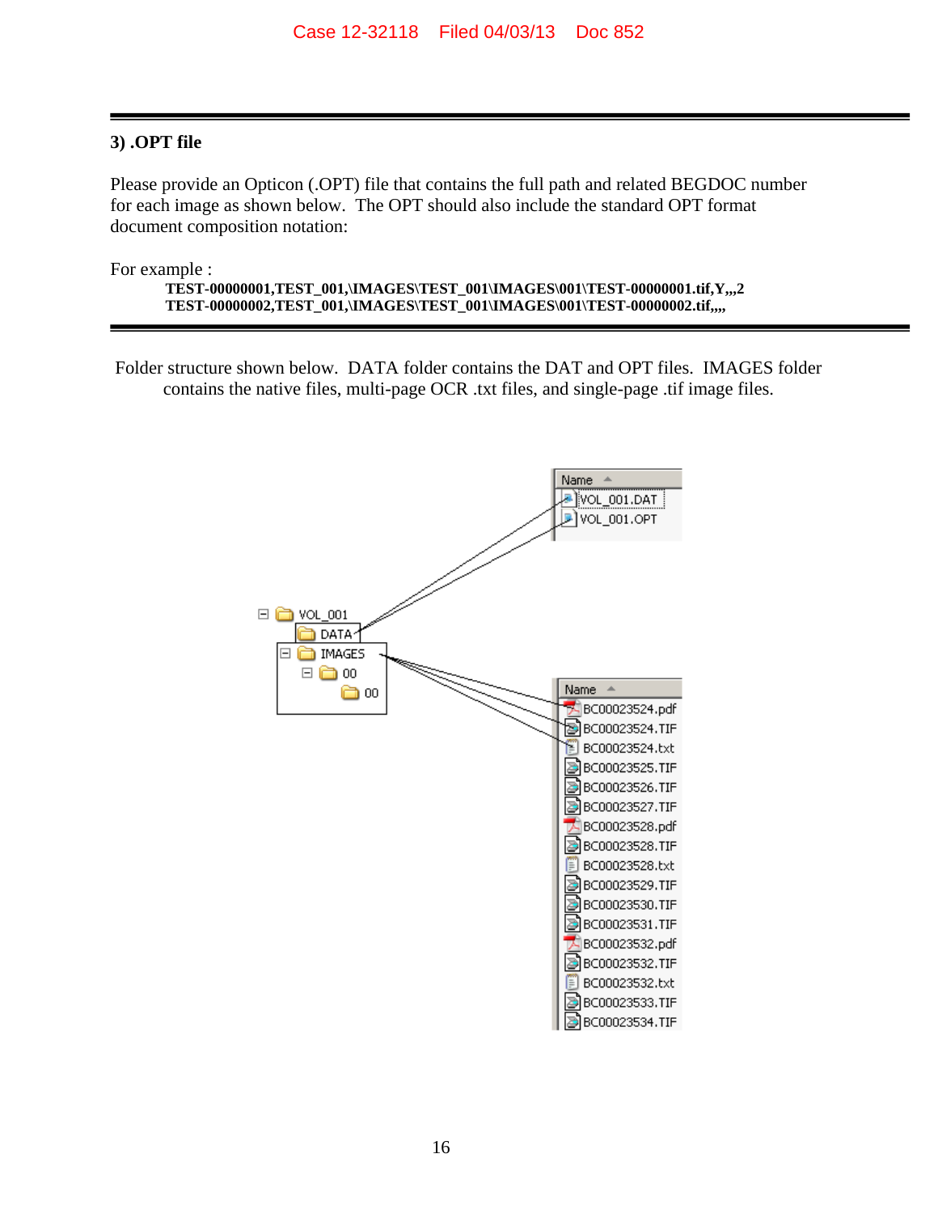### 3) .OPT file

Please provide an Opticon (.OPT) file that contains the full path and related BEGDOC number for each image as shown below. The OPT should also include the standard OPT format document composition notation:

For example :

**TEST-00000001,TEST_001,\IMAGES\TEST_001\IMAGES\001\TEST-00000001.tif,Y,,,2**
**TEST-00000002,TEST_001,\IMAGES\TEST_001\IMAGES\001\TEST-00000002.tif,,,,**

Folder structure shown below. DATA folder contains the DAT and OPT files. IMAGES folder contains the native files, multi-page OCR .txt files, and single-page .tif image files.

VOL_001
- DATA
  - VOL_001.DAT
  - VOL_001.OPT
- IMAGES
  - 00
    - 00
      - BC00023524.pdf
      - BC00023524.TIF
      - BC00023524.txt
      - BC00023525.TIF
      - BC00023526.TIF
      - BC00023527.TIF
      - BC00023528.pdf
      - BC00023528.TIF
      - BC00023528.txt
      - BC00023529.TIF
      - BC00023530.TIF
      - BC00023531.TIF
      - BC00023532.pdf
      - BC00023532.TIF
      - BC00023532.txt
      - BC00023533.TIF
      - BC00023534.TIF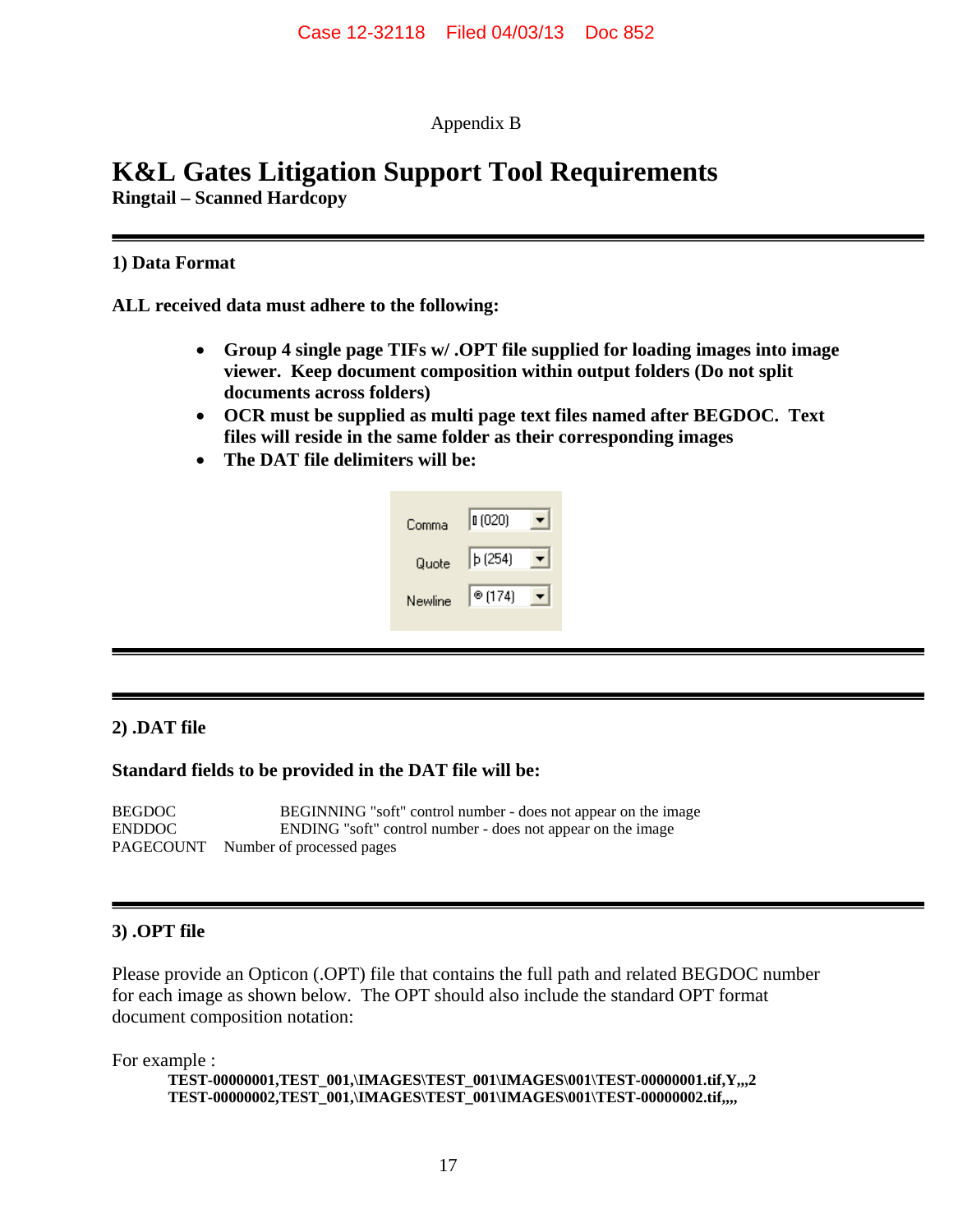Appendix B

# K&L Gates Litigation Support Tool Requirements

**Ringtail – Scanned Hardcopy**

---

## 1) Data Format

**ALL received data must adhere to the following:**

- **Group 4 single page TIFs w/ .OPT file supplied for loading images into image viewer. Keep document composition within output folders (Do not split documents across folders)**
- **OCR must be supplied as multi page text files named after BEGDOC. Text files will reside in the same folder as their corresponding images**
- **The DAT file delimiters will be:**

| | |
|---|---|
| Comma | (020) |
| Quote | þ (254) |
| Newline | ® (174) |

---

## 2) .DAT file

**Standard fields to be provided in the DAT file will be:**

| | |
|---|---|
| BEGDOC | BEGINNING "soft" control number - does not appear on the image |
| ENDDOC | ENDING "soft" control number - does not appear on the image |
| PAGECOUNT | Number of processed pages |

---

## 3) .OPT file

Please provide an Opticon (.OPT) file that contains the full path and related BEGDOC number for each image as shown below. The OPT should also include the standard OPT format document composition notation:

For example :

```
TEST-00000001,TEST_001,\IMAGES\TEST_001\IMAGES\001\TEST-00000001.tif,Y,,,2
TEST-00000002,TEST_001,\IMAGES\TEST_001\IMAGES\001\TEST-00000002.tif,,,,
```